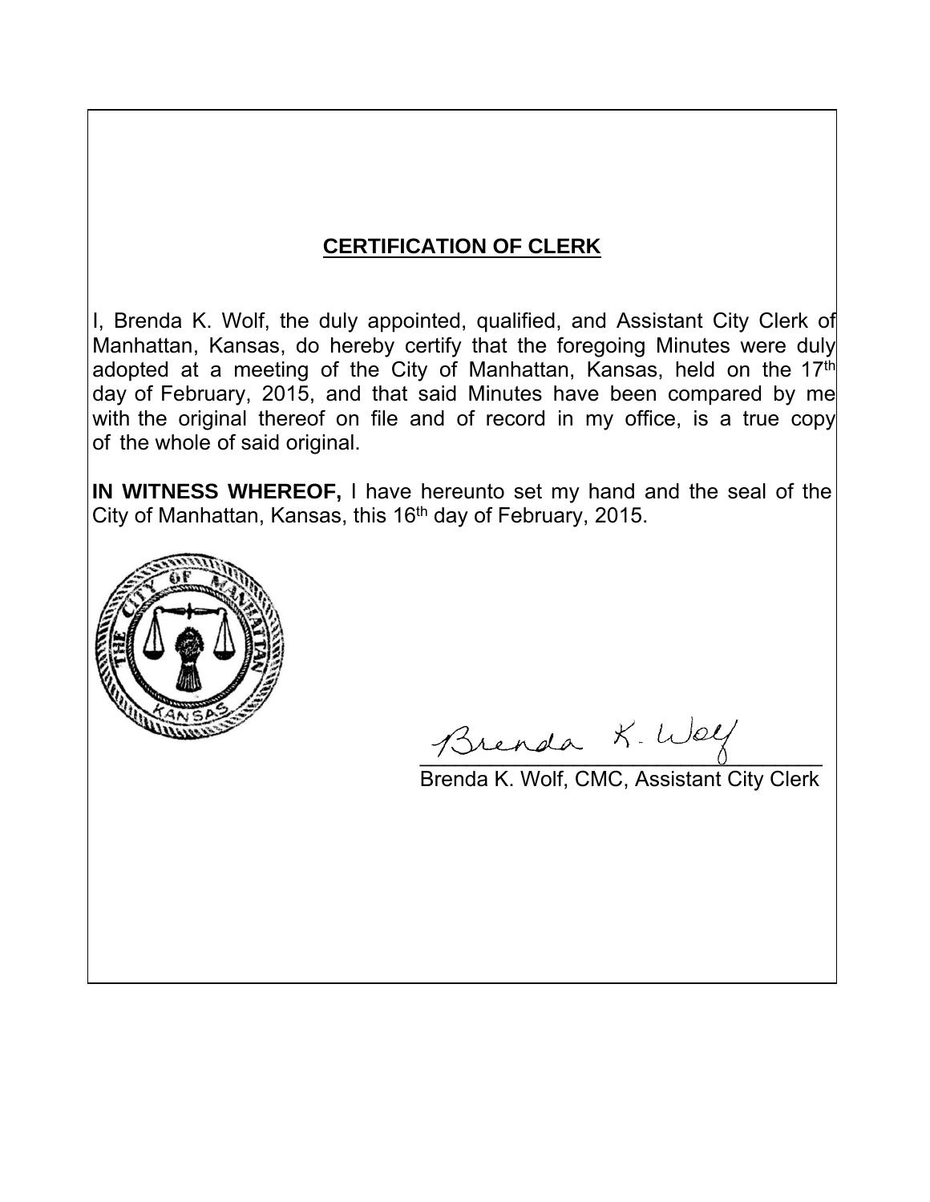## CERTIFICATION OF CLERK

I, Brenda K. Wolf, the duly appointed, qualified, and Assistant City Clerk of Manhattan, Kansas, do hereby certify that the foregoing Minutes were duly adopted at a meeting of the City of Manhattan, Kansas, held on the 17th day of February, 2015, and that said Minutes have been compared by me with the original thereof on file and of record in my office, is a true copy of the whole of said original.

**IN WITNESS WHEREOF,** I have hereunto set my hand and the seal of the City of Manhattan, Kansas, this 16th day of February, 2015.

Brenda K. Wolf, CMC, Assistant City Clerk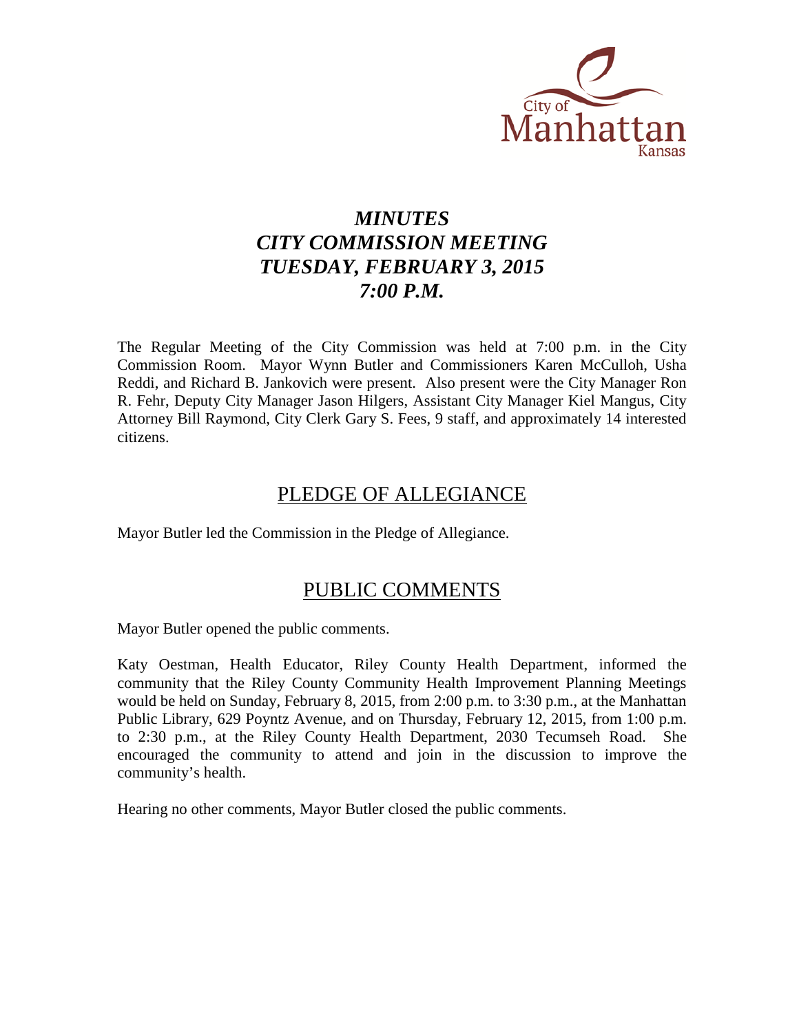# *MINUTES*
# *CITY COMMISSION MEETING*
# *TUESDAY, FEBRUARY 3, 2015*
# *7:00 P.M.*

The Regular Meeting of the City Commission was held at 7:00 p.m. in the City Commission Room. Mayor Wynn Butler and Commissioners Karen McCulloh, Usha Reddi, and Richard B. Jankovich were present. Also present were the City Manager Ron R. Fehr, Deputy City Manager Jason Hilgers, Assistant City Manager Kiel Mangus, City Attorney Bill Raymond, City Clerk Gary S. Fees, 9 staff, and approximately 14 interested citizens.

## PLEDGE OF ALLEGIANCE

Mayor Butler led the Commission in the Pledge of Allegiance.

## PUBLIC COMMENTS

Mayor Butler opened the public comments.

Katy Oestman, Health Educator, Riley County Health Department, informed the community that the Riley County Community Health Improvement Planning Meetings would be held on Sunday, February 8, 2015, from 2:00 p.m. to 3:30 p.m., at the Manhattan Public Library, 629 Poyntz Avenue, and on Thursday, February 12, 2015, from 1:00 p.m. to 2:30 p.m., at the Riley County Health Department, 2030 Tecumseh Road. She encouraged the community to attend and join in the discussion to improve the community's health.

Hearing no other comments, Mayor Butler closed the public comments.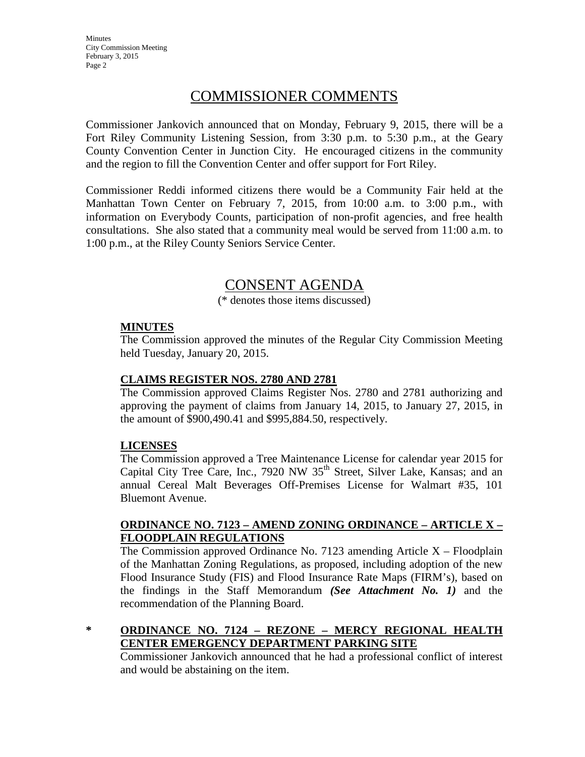# COMMISSIONER COMMENTS

Commissioner Jankovich announced that on Monday, February 9, 2015, there will be a Fort Riley Community Listening Session, from 3:30 p.m. to 5:30 p.m., at the Geary County Convention Center in Junction City. He encouraged citizens in the community and the region to fill the Convention Center and offer support for Fort Riley.

Commissioner Reddi informed citizens there would be a Community Fair held at the Manhattan Town Center on February 7, 2015, from 10:00 a.m. to 3:00 p.m., with information on Everybody Counts, participation of non-profit agencies, and free health consultations. She also stated that a community meal would be served from 11:00 a.m. to 1:00 p.m., at the Riley County Seniors Service Center.

# CONSENT AGENDA

(* denotes those items discussed)

**MINUTES**

The Commission approved the minutes of the Regular City Commission Meeting held Tuesday, January 20, 2015.

**CLAIMS REGISTER NOS. 2780 AND 2781**

The Commission approved Claims Register Nos. 2780 and 2781 authorizing and approving the payment of claims from January 14, 2015, to January 27, 2015, in the amount of $900,490.41 and $995,884.50, respectively.

**LICENSES**

The Commission approved a Tree Maintenance License for calendar year 2015 for Capital City Tree Care, Inc., 7920 NW 35th Street, Silver Lake, Kansas; and an annual Cereal Malt Beverages Off-Premises License for Walmart #35, 101 Bluemont Avenue.

**ORDINANCE NO. 7123 – AMEND ZONING ORDINANCE – ARTICLE X – FLOODPLAIN REGULATIONS**

The Commission approved Ordinance No. 7123 amending Article X – Floodplain of the Manhattan Zoning Regulations, as proposed, including adoption of the new Flood Insurance Study (FIS) and Flood Insurance Rate Maps (FIRM's), based on the findings in the Staff Memorandum ***(See Attachment No. 1)*** and the recommendation of the Planning Board.

\* **ORDINANCE NO. 7124 – REZONE – MERCY REGIONAL HEALTH CENTER EMERGENCY DEPARTMENT PARKING SITE**

Commissioner Jankovich announced that he had a professional conflict of interest and would be abstaining on the item.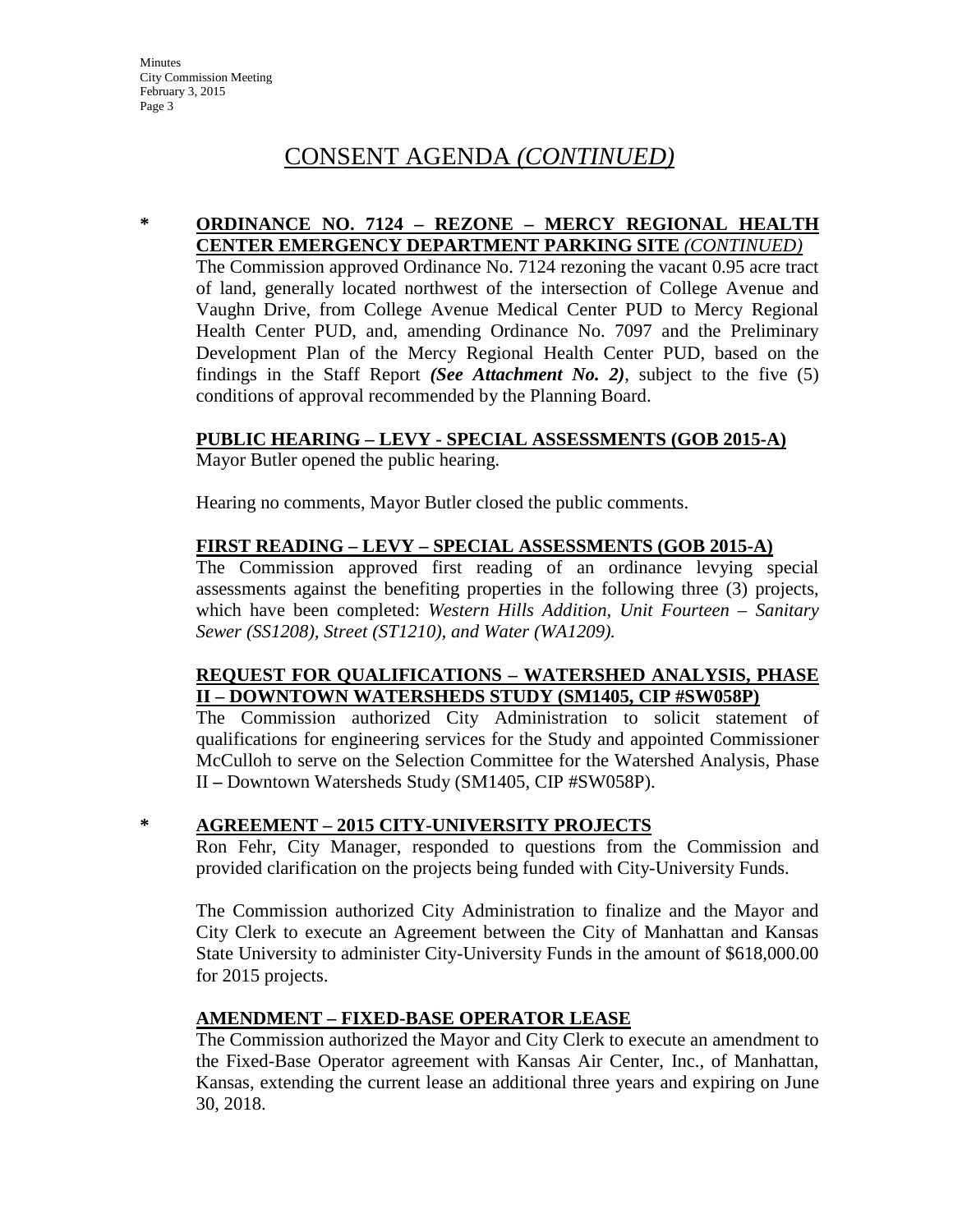# CONSENT AGENDA *(CONTINUED)*

**\* ORDINANCE NO. 7124 – REZONE – MERCY REGIONAL HEALTH CENTER EMERGENCY DEPARTMENT PARKING SITE** ***(CONTINUED)***

The Commission approved Ordinance No. 7124 rezoning the vacant 0.95 acre tract of land, generally located northwest of the intersection of College Avenue and Vaughn Drive, from College Avenue Medical Center PUD to Mercy Regional Health Center PUD, and, amending Ordinance No. 7097 and the Preliminary Development Plan of the Mercy Regional Health Center PUD, based on the findings in the Staff Report ***(See Attachment No. 2)***, subject to the five (5) conditions of approval recommended by the Planning Board.

**PUBLIC HEARING – LEVY - SPECIAL ASSESSMENTS (GOB 2015-A)**

Mayor Butler opened the public hearing.

Hearing no comments, Mayor Butler closed the public comments.

**FIRST READING – LEVY – SPECIAL ASSESSMENTS (GOB 2015-A)**

The Commission approved first reading of an ordinance levying special assessments against the benefiting properties in the following three (3) projects, which have been completed: *Western Hills Addition, Unit Fourteen – Sanitary Sewer (SS1208), Street (ST1210), and Water (WA1209).*

**REQUEST FOR QUALIFICATIONS – WATERSHED ANALYSIS, PHASE II – DOWNTOWN WATERSHEDS STUDY (SM1405, CIP #SW058P)**

The Commission authorized City Administration to solicit statement of qualifications for engineering services for the Study and appointed Commissioner McCulloh to serve on the Selection Committee for the Watershed Analysis, Phase II **–** Downtown Watersheds Study (SM1405, CIP #SW058P).

**\* AGREEMENT – 2015 CITY-UNIVERSITY PROJECTS**

Ron Fehr, City Manager, responded to questions from the Commission and provided clarification on the projects being funded with City-University Funds.

The Commission authorized City Administration to finalize and the Mayor and City Clerk to execute an Agreement between the City of Manhattan and Kansas State University to administer City-University Funds in the amount of $618,000.00 for 2015 projects.

**AMENDMENT – FIXED-BASE OPERATOR LEASE**

The Commission authorized the Mayor and City Clerk to execute an amendment to the Fixed-Base Operator agreement with Kansas Air Center, Inc., of Manhattan, Kansas, extending the current lease an additional three years and expiring on June 30, 2018.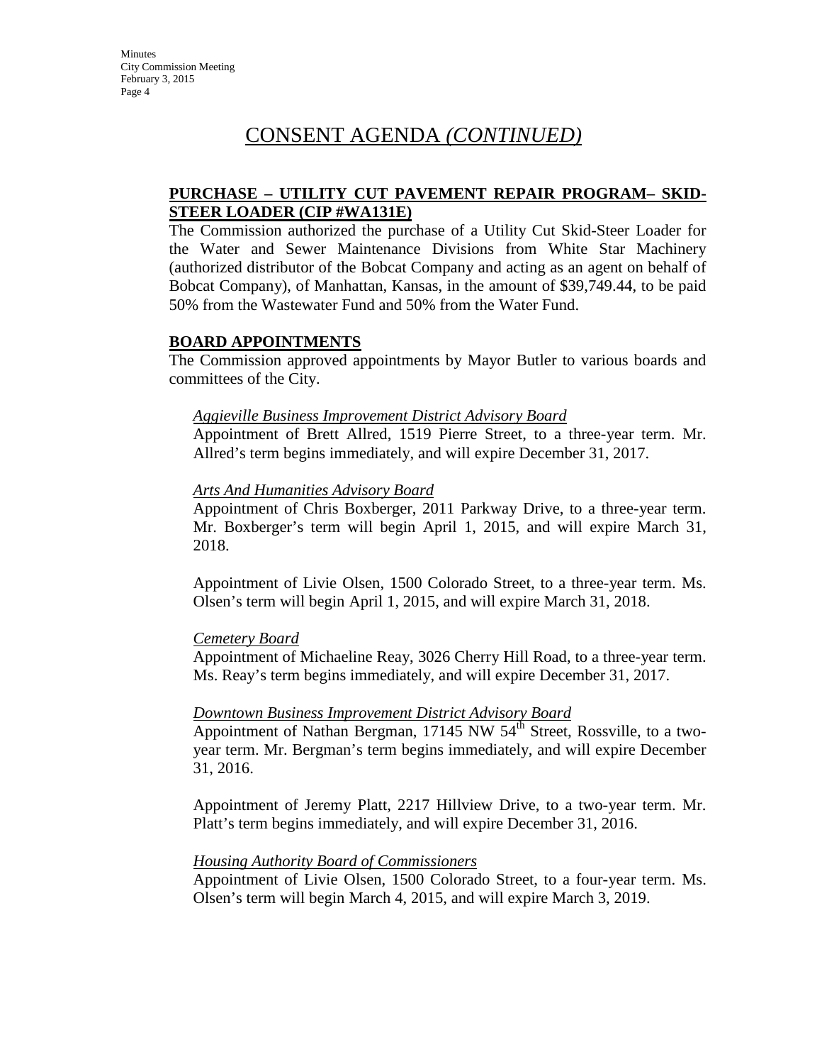# CONSENT AGENDA *(CONTINUED)*

**PURCHASE – UTILITY CUT PAVEMENT REPAIR PROGRAM– SKID-STEER LOADER (CIP #WA131E)**

The Commission authorized the purchase of a Utility Cut Skid-Steer Loader for the Water and Sewer Maintenance Divisions from White Star Machinery (authorized distributor of the Bobcat Company and acting as an agent on behalf of Bobcat Company), of Manhattan, Kansas, in the amount of $39,749.44, to be paid 50% from the Wastewater Fund and 50% from the Water Fund.

**BOARD APPOINTMENTS**

The Commission approved appointments by Mayor Butler to various boards and committees of the City.

*Aggieville Business Improvement District Advisory Board*

Appointment of Brett Allred, 1519 Pierre Street, to a three-year term. Mr. Allred's term begins immediately, and will expire December 31, 2017.

*Arts And Humanities Advisory Board*

Appointment of Chris Boxberger, 2011 Parkway Drive, to a three-year term. Mr. Boxberger's term will begin April 1, 2015, and will expire March 31, 2018.

Appointment of Livie Olsen, 1500 Colorado Street, to a three-year term. Ms. Olsen's term will begin April 1, 2015, and will expire March 31, 2018.

*Cemetery Board*

Appointment of Michaeline Reay, 3026 Cherry Hill Road, to a three-year term. Ms. Reay's term begins immediately, and will expire December 31, 2017.

*Downtown Business Improvement District Advisory Board*

Appointment of Nathan Bergman, 17145 NW 54th Street, Rossville, to a two-year term. Mr. Bergman's term begins immediately, and will expire December 31, 2016.

Appointment of Jeremy Platt, 2217 Hillview Drive, to a two-year term. Mr. Platt's term begins immediately, and will expire December 31, 2016.

*Housing Authority Board of Commissioners*

Appointment of Livie Olsen, 1500 Colorado Street, to a four-year term. Ms. Olsen's term will begin March 4, 2015, and will expire March 3, 2019.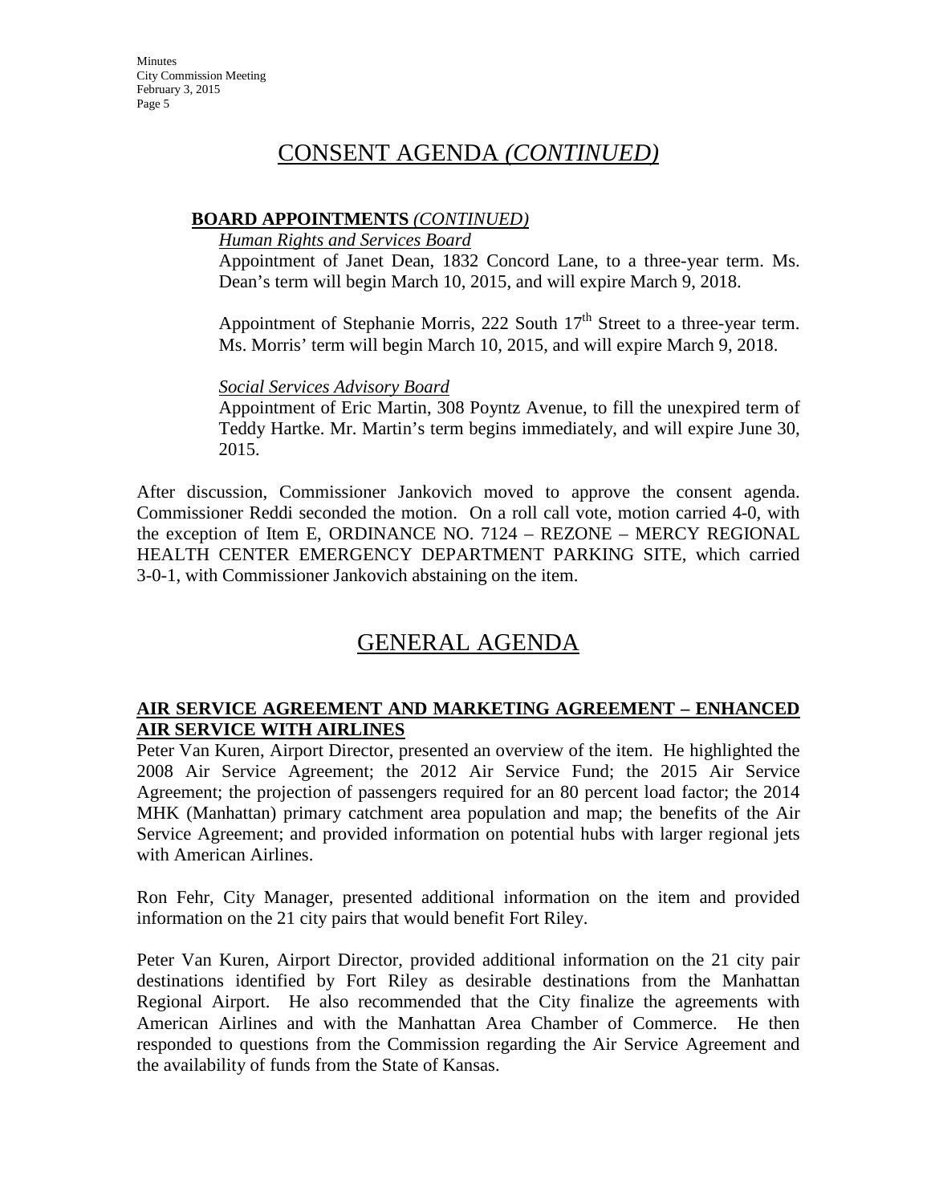# CONSENT AGENDA *(CONTINUED)*

**BOARD APPOINTMENTS** *(CONTINUED)*

*Human Rights and Services Board*

Appointment of Janet Dean, 1832 Concord Lane, to a three-year term. Ms. Dean's term will begin March 10, 2015, and will expire March 9, 2018.

Appointment of Stephanie Morris, 222 South 17th Street to a three-year term. Ms. Morris' term will begin March 10, 2015, and will expire March 9, 2018.

*Social Services Advisory Board*

Appointment of Eric Martin, 308 Poyntz Avenue, to fill the unexpired term of Teddy Hartke. Mr. Martin's term begins immediately, and will expire June 30, 2015.

After discussion, Commissioner Jankovich moved to approve the consent agenda. Commissioner Reddi seconded the motion. On a roll call vote, motion carried 4-0, with the exception of Item E, ORDINANCE NO. 7124 – REZONE – MERCY REGIONAL HEALTH CENTER EMERGENCY DEPARTMENT PARKING SITE, which carried 3-0-1, with Commissioner Jankovich abstaining on the item.

# GENERAL AGENDA

**AIR SERVICE AGREEMENT AND MARKETING AGREEMENT – ENHANCED AIR SERVICE WITH AIRLINES**

Peter Van Kuren, Airport Director, presented an overview of the item. He highlighted the 2008 Air Service Agreement; the 2012 Air Service Fund; the 2015 Air Service Agreement; the projection of passengers required for an 80 percent load factor; the 2014 MHK (Manhattan) primary catchment area population and map; the benefits of the Air Service Agreement; and provided information on potential hubs with larger regional jets with American Airlines.

Ron Fehr, City Manager, presented additional information on the item and provided information on the 21 city pairs that would benefit Fort Riley.

Peter Van Kuren, Airport Director, provided additional information on the 21 city pair destinations identified by Fort Riley as desirable destinations from the Manhattan Regional Airport. He also recommended that the City finalize the agreements with American Airlines and with the Manhattan Area Chamber of Commerce. He then responded to questions from the Commission regarding the Air Service Agreement and the availability of funds from the State of Kansas.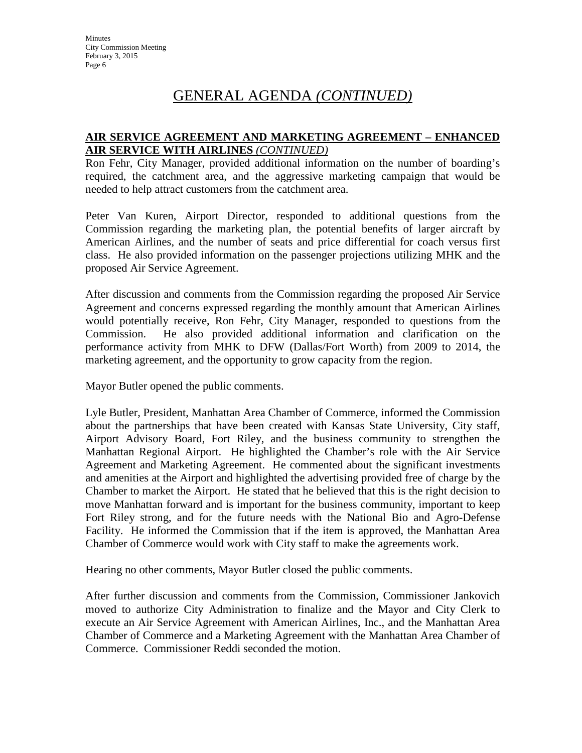# GENERAL AGENDA *(CONTINUED)*

**AIR SERVICE AGREEMENT AND MARKETING AGREEMENT – ENHANCED AIR SERVICE WITH AIRLINES** ***(CONTINUED)***

Ron Fehr, City Manager, provided additional information on the number of boarding's required, the catchment area, and the aggressive marketing campaign that would be needed to help attract customers from the catchment area.

Peter Van Kuren, Airport Director, responded to additional questions from the Commission regarding the marketing plan, the potential benefits of larger aircraft by American Airlines, and the number of seats and price differential for coach versus first class. He also provided information on the passenger projections utilizing MHK and the proposed Air Service Agreement.

After discussion and comments from the Commission regarding the proposed Air Service Agreement and concerns expressed regarding the monthly amount that American Airlines would potentially receive, Ron Fehr, City Manager, responded to questions from the Commission. He also provided additional information and clarification on the performance activity from MHK to DFW (Dallas/Fort Worth) from 2009 to 2014, the marketing agreement, and the opportunity to grow capacity from the region.

Mayor Butler opened the public comments.

Lyle Butler, President, Manhattan Area Chamber of Commerce, informed the Commission about the partnerships that have been created with Kansas State University, City staff, Airport Advisory Board, Fort Riley, and the business community to strengthen the Manhattan Regional Airport. He highlighted the Chamber's role with the Air Service Agreement and Marketing Agreement. He commented about the significant investments and amenities at the Airport and highlighted the advertising provided free of charge by the Chamber to market the Airport. He stated that he believed that this is the right decision to move Manhattan forward and is important for the business community, important to keep Fort Riley strong, and for the future needs with the National Bio and Agro-Defense Facility. He informed the Commission that if the item is approved, the Manhattan Area Chamber of Commerce would work with City staff to make the agreements work.

Hearing no other comments, Mayor Butler closed the public comments.

After further discussion and comments from the Commission, Commissioner Jankovich moved to authorize City Administration to finalize and the Mayor and City Clerk to execute an Air Service Agreement with American Airlines, Inc., and the Manhattan Area Chamber of Commerce and a Marketing Agreement with the Manhattan Area Chamber of Commerce. Commissioner Reddi seconded the motion.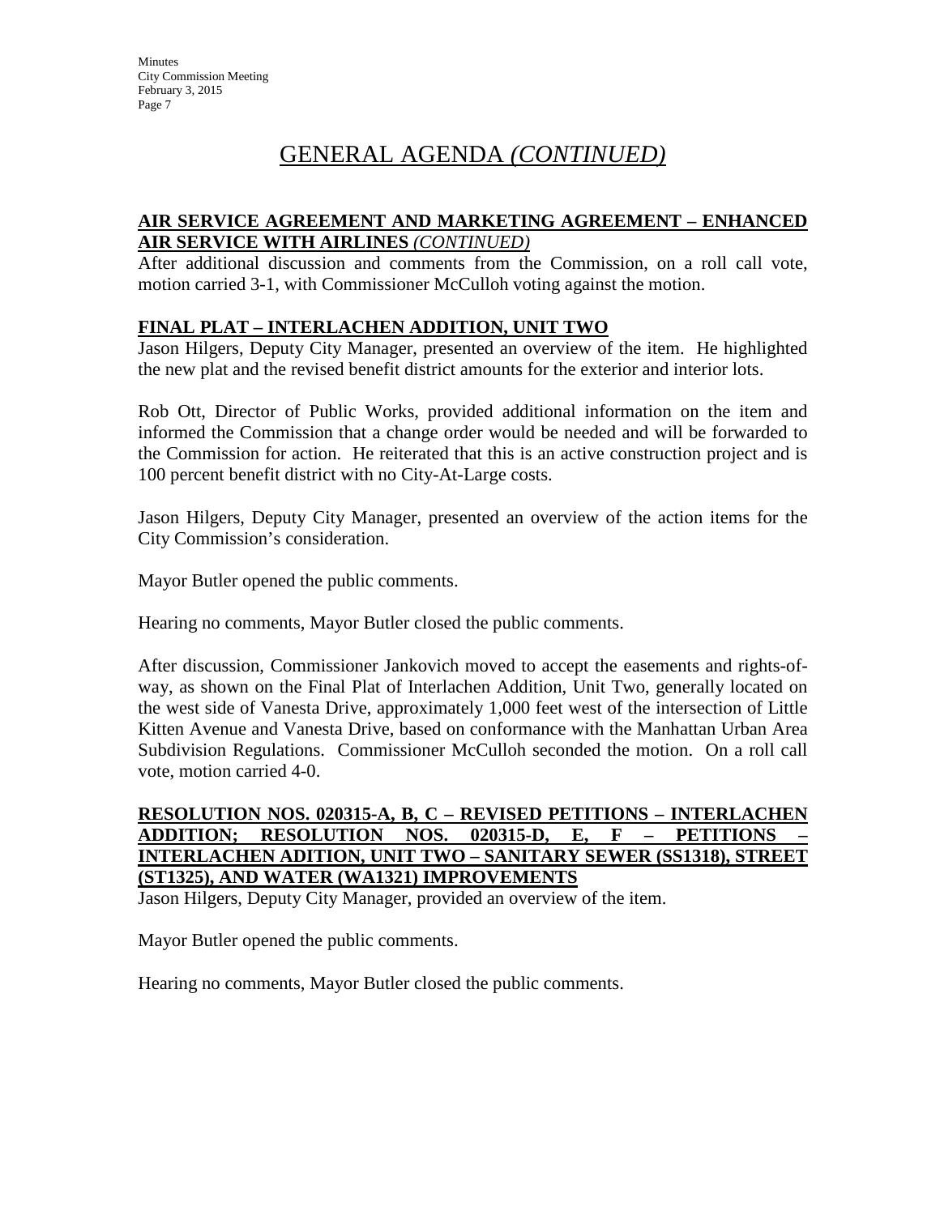# GENERAL AGENDA *(CONTINUED)*

**AIR SERVICE AGREEMENT AND MARKETING AGREEMENT – ENHANCED AIR SERVICE WITH AIRLINES** ***(CONTINUED)***

After additional discussion and comments from the Commission, on a roll call vote, motion carried 3-1, with Commissioner McCulloh voting against the motion.

**FINAL PLAT – INTERLACHEN ADDITION, UNIT TWO**

Jason Hilgers, Deputy City Manager, presented an overview of the item. He highlighted the new plat and the revised benefit district amounts for the exterior and interior lots.

Rob Ott, Director of Public Works, provided additional information on the item and informed the Commission that a change order would be needed and will be forwarded to the Commission for action. He reiterated that this is an active construction project and is 100 percent benefit district with no City-At-Large costs.

Jason Hilgers, Deputy City Manager, presented an overview of the action items for the City Commission's consideration.

Mayor Butler opened the public comments.

Hearing no comments, Mayor Butler closed the public comments.

After discussion, Commissioner Jankovich moved to accept the easements and rights-of-way, as shown on the Final Plat of Interlachen Addition, Unit Two, generally located on the west side of Vanesta Drive, approximately 1,000 feet west of the intersection of Little Kitten Avenue and Vanesta Drive, based on conformance with the Manhattan Urban Area Subdivision Regulations. Commissioner McCulloh seconded the motion. On a roll call vote, motion carried 4-0.

**RESOLUTION NOS. 020315-A, B, C – REVISED PETITIONS – INTERLACHEN ADDITION; RESOLUTION NOS. 020315-D, E, F – PETITIONS – INTERLACHEN ADITION, UNIT TWO – SANITARY SEWER (SS1318), STREET (ST1325), AND WATER (WA1321) IMPROVEMENTS**

Jason Hilgers, Deputy City Manager, provided an overview of the item.

Mayor Butler opened the public comments.

Hearing no comments, Mayor Butler closed the public comments.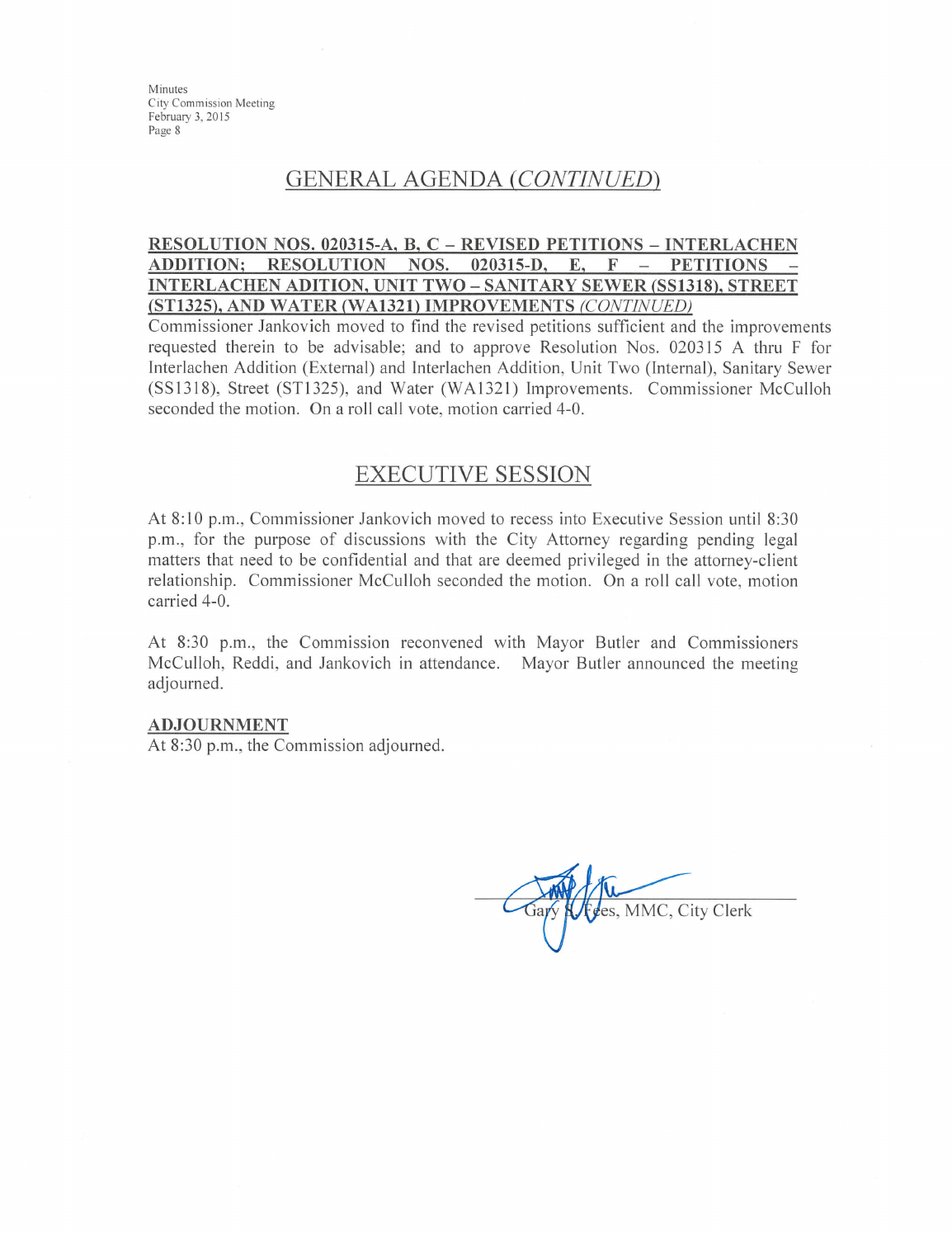## GENERAL AGENDA *(CONTINUED)*

**RESOLUTION NOS. 020315-A, B, C – REVISED PETITIONS – INTERLACHEN ADDITION; RESOLUTION NOS. 020315-D, E, F – PETITIONS – INTERLACHEN ADITION, UNIT TWO – SANITARY SEWER (SS1318), STREET (ST1325), AND WATER (WA1321) IMPROVEMENTS** *(CONTINUED)*

Commissioner Jankovich moved to find the revised petitions sufficient and the improvements requested therein to be advisable; and to approve Resolution Nos. 020315 A thru F for Interlachen Addition (External) and Interlachen Addition, Unit Two (Internal), Sanitary Sewer (SS1318), Street (ST1325), and Water (WA1321) Improvements. Commissioner McCulloh seconded the motion. On a roll call vote, motion carried 4-0.

## EXECUTIVE SESSION

At 8:10 p.m., Commissioner Jankovich moved to recess into Executive Session until 8:30 p.m., for the purpose of discussions with the City Attorney regarding pending legal matters that need to be confidential and that are deemed privileged in the attorney-client relationship. Commissioner McCulloh seconded the motion. On a roll call vote, motion carried 4-0.

At 8:30 p.m., the Commission reconvened with Mayor Butler and Commissioners McCulloh, Reddi, and Jankovich in attendance. Mayor Butler announced the meeting adjourned.

**ADJOURNMENT**

At 8:30 p.m., the Commission adjourned.

Gary R. Fees, MMC, City Clerk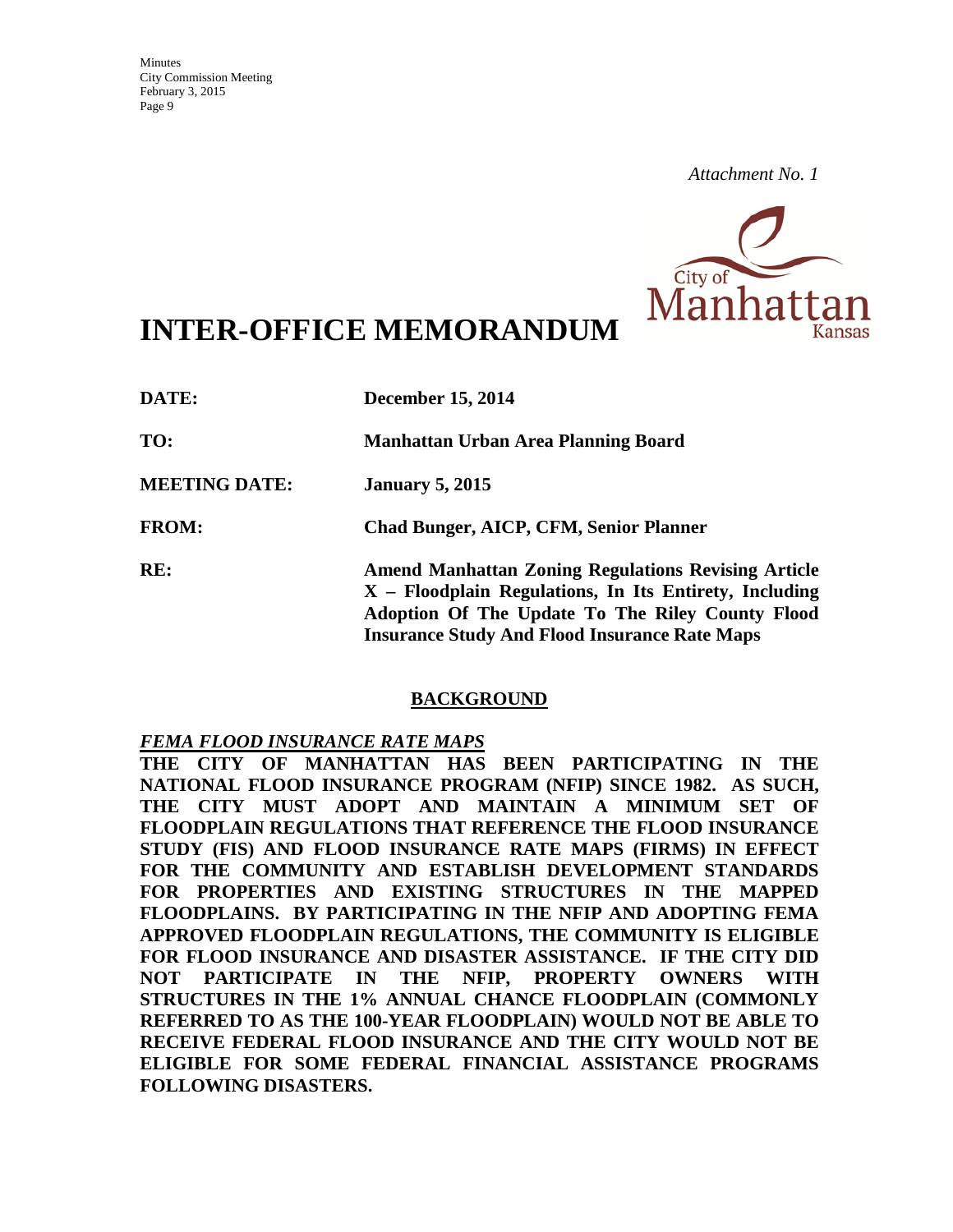*Attachment No. 1*

# INTER-OFFICE MEMORANDUM

| | |
|---|---|
| **DATE:** | **December 15, 2014** |
| **TO:** | **Manhattan Urban Area Planning Board** |
| **MEETING DATE:** | **January 5, 2015** |
| **FROM:** | **Chad Bunger, AICP, CFM, Senior Planner** |
| **RE:** | **Amend Manhattan Zoning Regulations Revising Article X – Floodplain Regulations, In Its Entirety, Including Adoption Of The Update To The Riley County Flood Insurance Study And Flood Insurance Rate Maps** |

## BACKGROUND

***FEMA FLOOD INSURANCE RATE MAPS***

**THE CITY OF MANHATTAN HAS BEEN PARTICIPATING IN THE NATIONAL FLOOD INSURANCE PROGRAM (NFIP) SINCE 1982. AS SUCH, THE CITY MUST ADOPT AND MAINTAIN A MINIMUM SET OF FLOODPLAIN REGULATIONS THAT REFERENCE THE FLOOD INSURANCE STUDY (FIS) AND FLOOD INSURANCE RATE MAPS (FIRMS) IN EFFECT FOR THE COMMUNITY AND ESTABLISH DEVELOPMENT STANDARDS FOR PROPERTIES AND EXISTING STRUCTURES IN THE MAPPED FLOODPLAINS. BY PARTICIPATING IN THE NFIP AND ADOPTING FEMA APPROVED FLOODPLAIN REGULATIONS, THE COMMUNITY IS ELIGIBLE FOR FLOOD INSURANCE AND DISASTER ASSISTANCE. IF THE CITY DID NOT PARTICIPATE IN THE NFIP, PROPERTY OWNERS WITH STRUCTURES IN THE 1% ANNUAL CHANCE FLOODPLAIN (COMMONLY REFERRED TO AS THE 100-YEAR FLOODPLAIN) WOULD NOT BE ABLE TO RECEIVE FEDERAL FLOOD INSURANCE AND THE CITY WOULD NOT BE ELIGIBLE FOR SOME FEDERAL FINANCIAL ASSISTANCE PROGRAMS FOLLOWING DISASTERS.**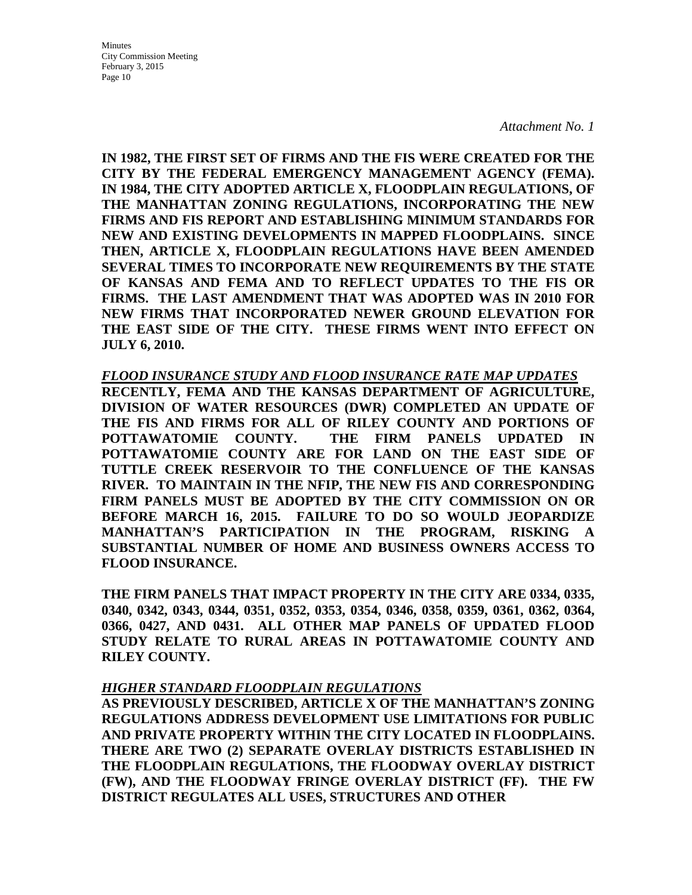*Attachment No. 1*

**IN 1982, THE FIRST SET OF FIRMS AND THE FIS WERE CREATED FOR THE CITY BY THE FEDERAL EMERGENCY MANAGEMENT AGENCY (FEMA). IN 1984, THE CITY ADOPTED ARTICLE X, FLOODPLAIN REGULATIONS, OF THE MANHATTAN ZONING REGULATIONS, INCORPORATING THE NEW FIRMS AND FIS REPORT AND ESTABLISHING MINIMUM STANDARDS FOR NEW AND EXISTING DEVELOPMENTS IN MAPPED FLOODPLAINS. SINCE THEN, ARTICLE X, FLOODPLAIN REGULATIONS HAVE BEEN AMENDED SEVERAL TIMES TO INCORPORATE NEW REQUIREMENTS BY THE STATE OF KANSAS AND FEMA AND TO REFLECT UPDATES TO THE FIS OR FIRMS. THE LAST AMENDMENT THAT WAS ADOPTED WAS IN 2010 FOR NEW FIRMS THAT INCORPORATED NEWER GROUND ELEVATION FOR THE EAST SIDE OF THE CITY. THESE FIRMS WENT INTO EFFECT ON JULY 6, 2010.**

***<u>FLOOD INSURANCE STUDY AND FLOOD INSURANCE RATE MAP UPDATES</u>***

**RECENTLY, FEMA AND THE KANSAS DEPARTMENT OF AGRICULTURE, DIVISION OF WATER RESOURCES (DWR) COMPLETED AN UPDATE OF THE FIS AND FIRMS FOR ALL OF RILEY COUNTY AND PORTIONS OF POTTAWATOMIE COUNTY. THE FIRM PANELS UPDATED IN POTTAWATOMIE COUNTY ARE FOR LAND ON THE EAST SIDE OF TUTTLE CREEK RESERVOIR TO THE CONFLUENCE OF THE KANSAS RIVER. TO MAINTAIN IN THE NFIP, THE NEW FIS AND CORRESPONDING FIRM PANELS MUST BE ADOPTED BY THE CITY COMMISSION ON OR BEFORE MARCH 16, 2015. FAILURE TO DO SO WOULD JEOPARDIZE MANHATTAN'S PARTICIPATION IN THE PROGRAM, RISKING A SUBSTANTIAL NUMBER OF HOME AND BUSINESS OWNERS ACCESS TO FLOOD INSURANCE.**

**THE FIRM PANELS THAT IMPACT PROPERTY IN THE CITY ARE 0334, 0335, 0340, 0342, 0343, 0344, 0351, 0352, 0353, 0354, 0346, 0358, 0359, 0361, 0362, 0364, 0366, 0427, AND 0431. ALL OTHER MAP PANELS OF UPDATED FLOOD STUDY RELATE TO RURAL AREAS IN POTTAWATOMIE COUNTY AND RILEY COUNTY.**

***<u>HIGHER STANDARD FLOODPLAIN REGULATIONS</u>***

**AS PREVIOUSLY DESCRIBED, ARTICLE X OF THE MANHATTAN'S ZONING REGULATIONS ADDRESS DEVELOPMENT USE LIMITATIONS FOR PUBLIC AND PRIVATE PROPERTY WITHIN THE CITY LOCATED IN FLOODPLAINS. THERE ARE TWO (2) SEPARATE OVERLAY DISTRICTS ESTABLISHED IN THE FLOODPLAIN REGULATIONS, THE FLOODWAY OVERLAY DISTRICT (FW), AND THE FLOODWAY FRINGE OVERLAY DISTRICT (FF). THE FW DISTRICT REGULATES ALL USES, STRUCTURES AND OTHER**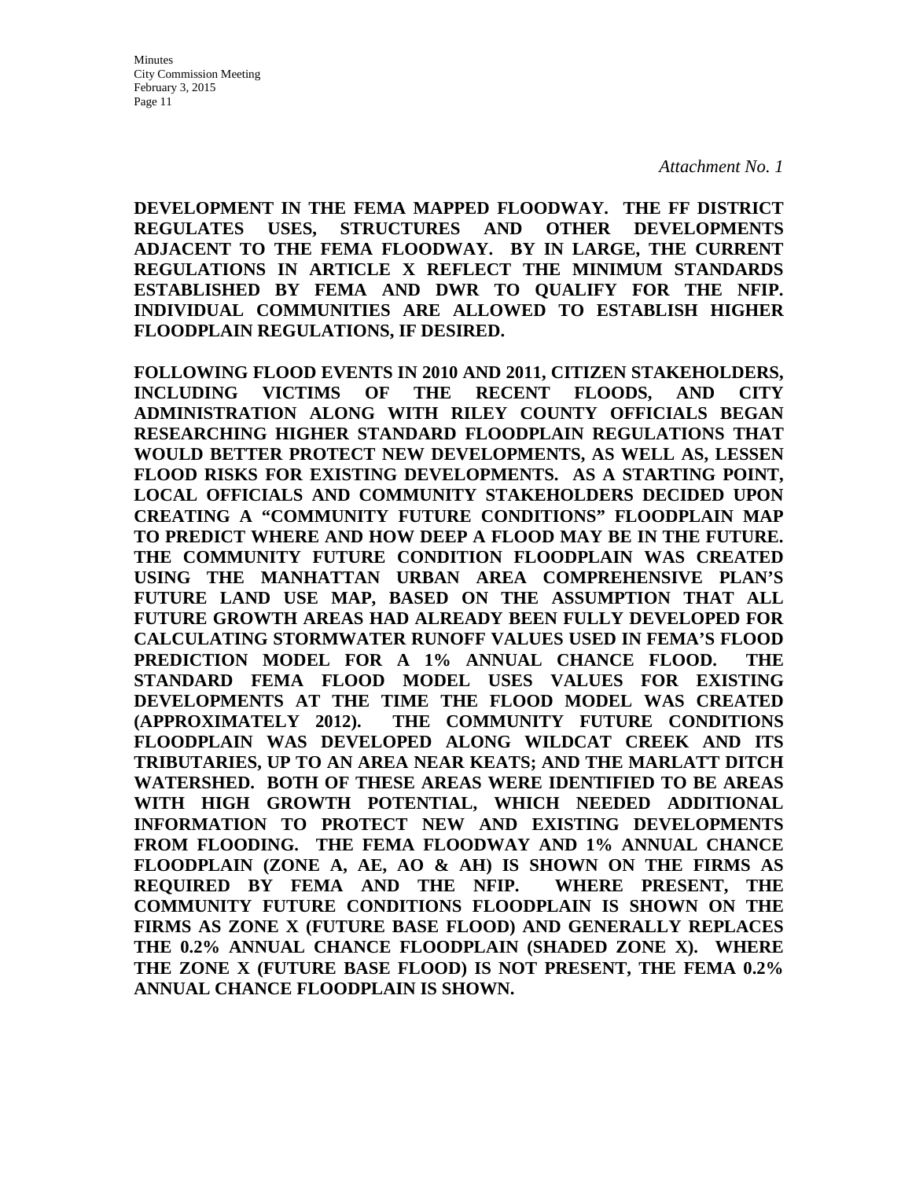*Attachment No. 1*

**DEVELOPMENT IN THE FEMA MAPPED FLOODWAY. THE FF DISTRICT REGULATES USES, STRUCTURES AND OTHER DEVELOPMENTS ADJACENT TO THE FEMA FLOODWAY. BY IN LARGE, THE CURRENT REGULATIONS IN ARTICLE X REFLECT THE MINIMUM STANDARDS ESTABLISHED BY FEMA AND DWR TO QUALIFY FOR THE NFIP. INDIVIDUAL COMMUNITIES ARE ALLOWED TO ESTABLISH HIGHER FLOODPLAIN REGULATIONS, IF DESIRED.**

**FOLLOWING FLOOD EVENTS IN 2010 AND 2011, CITIZEN STAKEHOLDERS, INCLUDING VICTIMS OF THE RECENT FLOODS, AND CITY ADMINISTRATION ALONG WITH RILEY COUNTY OFFICIALS BEGAN RESEARCHING HIGHER STANDARD FLOODPLAIN REGULATIONS THAT WOULD BETTER PROTECT NEW DEVELOPMENTS, AS WELL AS, LESSEN FLOOD RISKS FOR EXISTING DEVELOPMENTS. AS A STARTING POINT, LOCAL OFFICIALS AND COMMUNITY STAKEHOLDERS DECIDED UPON CREATING A "COMMUNITY FUTURE CONDITIONS" FLOODPLAIN MAP TO PREDICT WHERE AND HOW DEEP A FLOOD MAY BE IN THE FUTURE. THE COMMUNITY FUTURE CONDITION FLOODPLAIN WAS CREATED USING THE MANHATTAN URBAN AREA COMPREHENSIVE PLAN'S FUTURE LAND USE MAP, BASED ON THE ASSUMPTION THAT ALL FUTURE GROWTH AREAS HAD ALREADY BEEN FULLY DEVELOPED FOR CALCULATING STORMWATER RUNOFF VALUES USED IN FEMA'S FLOOD PREDICTION MODEL FOR A 1% ANNUAL CHANCE FLOOD. THE STANDARD FEMA FLOOD MODEL USES VALUES FOR EXISTING DEVELOPMENTS AT THE TIME THE FLOOD MODEL WAS CREATED (APPROXIMATELY 2012). THE COMMUNITY FUTURE CONDITIONS FLOODPLAIN WAS DEVELOPED ALONG WILDCAT CREEK AND ITS TRIBUTARIES, UP TO AN AREA NEAR KEATS; AND THE MARLATT DITCH WATERSHED. BOTH OF THESE AREAS WERE IDENTIFIED TO BE AREAS WITH HIGH GROWTH POTENTIAL, WHICH NEEDED ADDITIONAL INFORMATION TO PROTECT NEW AND EXISTING DEVELOPMENTS FROM FLOODING. THE FEMA FLOODWAY AND 1% ANNUAL CHANCE FLOODPLAIN (ZONE A, AE, AO & AH) IS SHOWN ON THE FIRMS AS REQUIRED BY FEMA AND THE NFIP. WHERE PRESENT, THE COMMUNITY FUTURE CONDITIONS FLOODPLAIN IS SHOWN ON THE FIRMS AS ZONE X (FUTURE BASE FLOOD) AND GENERALLY REPLACES THE 0.2% ANNUAL CHANCE FLOODPLAIN (SHADED ZONE X). WHERE THE ZONE X (FUTURE BASE FLOOD) IS NOT PRESENT, THE FEMA 0.2% ANNUAL CHANCE FLOODPLAIN IS SHOWN.**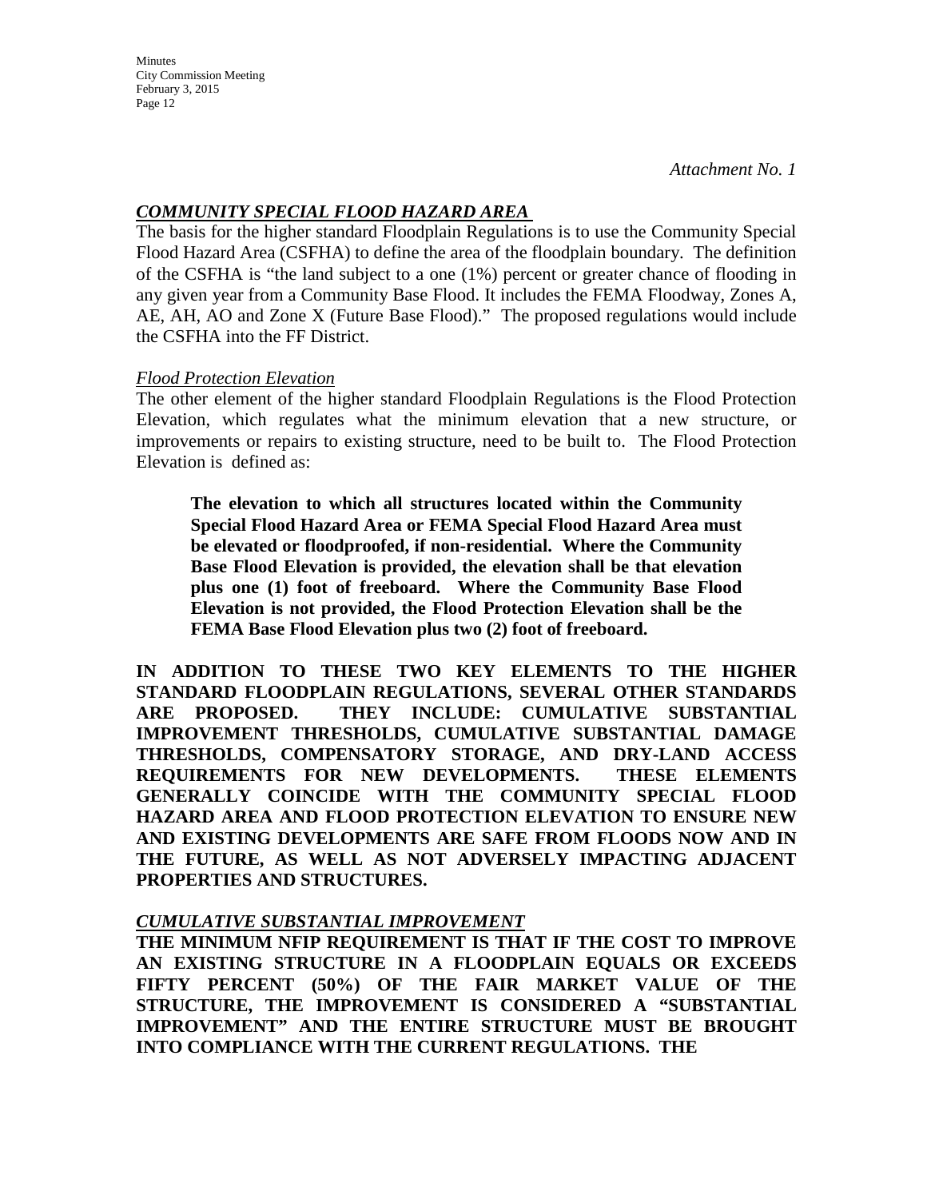*Attachment No. 1*

***COMMUNITY SPECIAL FLOOD HAZARD AREA***

The basis for the higher standard Floodplain Regulations is to use the Community Special Flood Hazard Area (CSFHA) to define the area of the floodplain boundary. The definition of the CSFHA is "the land subject to a one (1%) percent or greater chance of flooding in any given year from a Community Base Flood. It includes the FEMA Floodway, Zones A, AE, AH, AO and Zone X (Future Base Flood)." The proposed regulations would include the CSFHA into the FF District.

*Flood Protection Elevation*

The other element of the higher standard Floodplain Regulations is the Flood Protection Elevation, which regulates what the minimum elevation that a new structure, or improvements or repairs to existing structure, need to be built to. The Flood Protection Elevation is defined as:

> **The elevation to which all structures located within the Community Special Flood Hazard Area or FEMA Special Flood Hazard Area must be elevated or floodproofed, if non-residential. Where the Community Base Flood Elevation is provided, the elevation shall be that elevation plus one (1) foot of freeboard. Where the Community Base Flood Elevation is not provided, the Flood Protection Elevation shall be the FEMA Base Flood Elevation plus two (2) foot of freeboard.**

**IN ADDITION TO THESE TWO KEY ELEMENTS TO THE HIGHER STANDARD FLOODPLAIN REGULATIONS, SEVERAL OTHER STANDARDS ARE PROPOSED. THEY INCLUDE: CUMULATIVE SUBSTANTIAL IMPROVEMENT THRESHOLDS, CUMULATIVE SUBSTANTIAL DAMAGE THRESHOLDS, COMPENSATORY STORAGE, AND DRY-LAND ACCESS REQUIREMENTS FOR NEW DEVELOPMENTS. THESE ELEMENTS GENERALLY COINCIDE WITH THE COMMUNITY SPECIAL FLOOD HAZARD AREA AND FLOOD PROTECTION ELEVATION TO ENSURE NEW AND EXISTING DEVELOPMENTS ARE SAFE FROM FLOODS NOW AND IN THE FUTURE, AS WELL AS NOT ADVERSELY IMPACTING ADJACENT PROPERTIES AND STRUCTURES.**

***CUMULATIVE SUBSTANTIAL IMPROVEMENT***

**THE MINIMUM NFIP REQUIREMENT IS THAT IF THE COST TO IMPROVE AN EXISTING STRUCTURE IN A FLOODPLAIN EQUALS OR EXCEEDS FIFTY PERCENT (50%) OF THE FAIR MARKET VALUE OF THE STRUCTURE, THE IMPROVEMENT IS CONSIDERED A "SUBSTANTIAL IMPROVEMENT" AND THE ENTIRE STRUCTURE MUST BE BROUGHT INTO COMPLIANCE WITH THE CURRENT REGULATIONS. THE**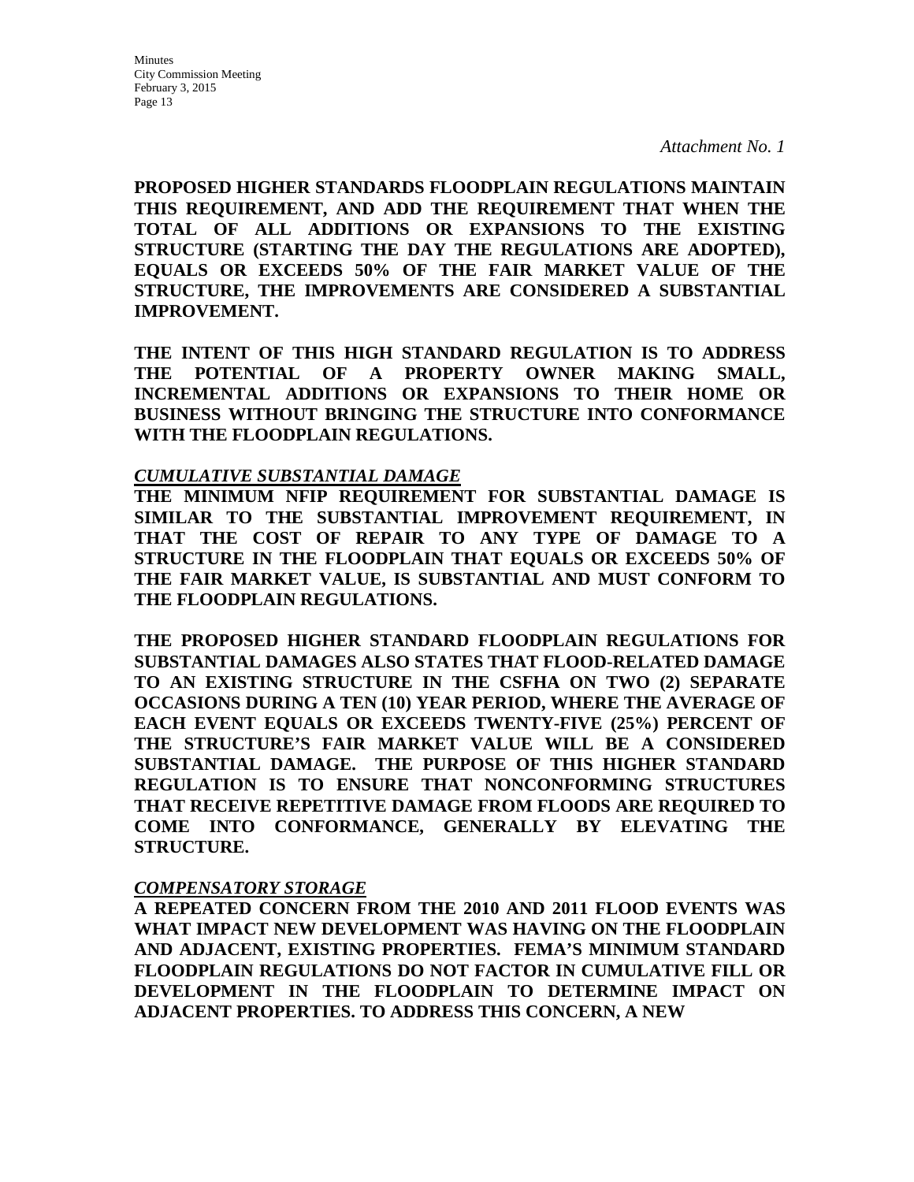*Attachment No. 1*

**PROPOSED HIGHER STANDARDS FLOODPLAIN REGULATIONS MAINTAIN THIS REQUIREMENT, AND ADD THE REQUIREMENT THAT WHEN THE TOTAL OF ALL ADDITIONS OR EXPANSIONS TO THE EXISTING STRUCTURE (STARTING THE DAY THE REGULATIONS ARE ADOPTED), EQUALS OR EXCEEDS 50% OF THE FAIR MARKET VALUE OF THE STRUCTURE, THE IMPROVEMENTS ARE CONSIDERED A SUBSTANTIAL IMPROVEMENT.**

**THE INTENT OF THIS HIGH STANDARD REGULATION IS TO ADDRESS THE POTENTIAL OF A PROPERTY OWNER MAKING SMALL, INCREMENTAL ADDITIONS OR EXPANSIONS TO THEIR HOME OR BUSINESS WITHOUT BRINGING THE STRUCTURE INTO CONFORMANCE WITH THE FLOODPLAIN REGULATIONS.**

***CUMULATIVE SUBSTANTIAL DAMAGE***

**THE MINIMUM NFIP REQUIREMENT FOR SUBSTANTIAL DAMAGE IS SIMILAR TO THE SUBSTANTIAL IMPROVEMENT REQUIREMENT, IN THAT THE COST OF REPAIR TO ANY TYPE OF DAMAGE TO A STRUCTURE IN THE FLOODPLAIN THAT EQUALS OR EXCEEDS 50% OF THE FAIR MARKET VALUE, IS SUBSTANTIAL AND MUST CONFORM TO THE FLOODPLAIN REGULATIONS.**

**THE PROPOSED HIGHER STANDARD FLOODPLAIN REGULATIONS FOR SUBSTANTIAL DAMAGES ALSO STATES THAT FLOOD-RELATED DAMAGE TO AN EXISTING STRUCTURE IN THE CSFHA ON TWO (2) SEPARATE OCCASIONS DURING A TEN (10) YEAR PERIOD, WHERE THE AVERAGE OF EACH EVENT EQUALS OR EXCEEDS TWENTY-FIVE (25%) PERCENT OF THE STRUCTURE'S FAIR MARKET VALUE WILL BE A CONSIDERED SUBSTANTIAL DAMAGE. THE PURPOSE OF THIS HIGHER STANDARD REGULATION IS TO ENSURE THAT NONCONFORMING STRUCTURES THAT RECEIVE REPETITIVE DAMAGE FROM FLOODS ARE REQUIRED TO COME INTO CONFORMANCE, GENERALLY BY ELEVATING THE STRUCTURE.**

***COMPENSATORY STORAGE***

**A REPEATED CONCERN FROM THE 2010 AND 2011 FLOOD EVENTS WAS WHAT IMPACT NEW DEVELOPMENT WAS HAVING ON THE FLOODPLAIN AND ADJACENT, EXISTING PROPERTIES. FEMA'S MINIMUM STANDARD FLOODPLAIN REGULATIONS DO NOT FACTOR IN CUMULATIVE FILL OR DEVELOPMENT IN THE FLOODPLAIN TO DETERMINE IMPACT ON ADJACENT PROPERTIES. TO ADDRESS THIS CONCERN, A NEW**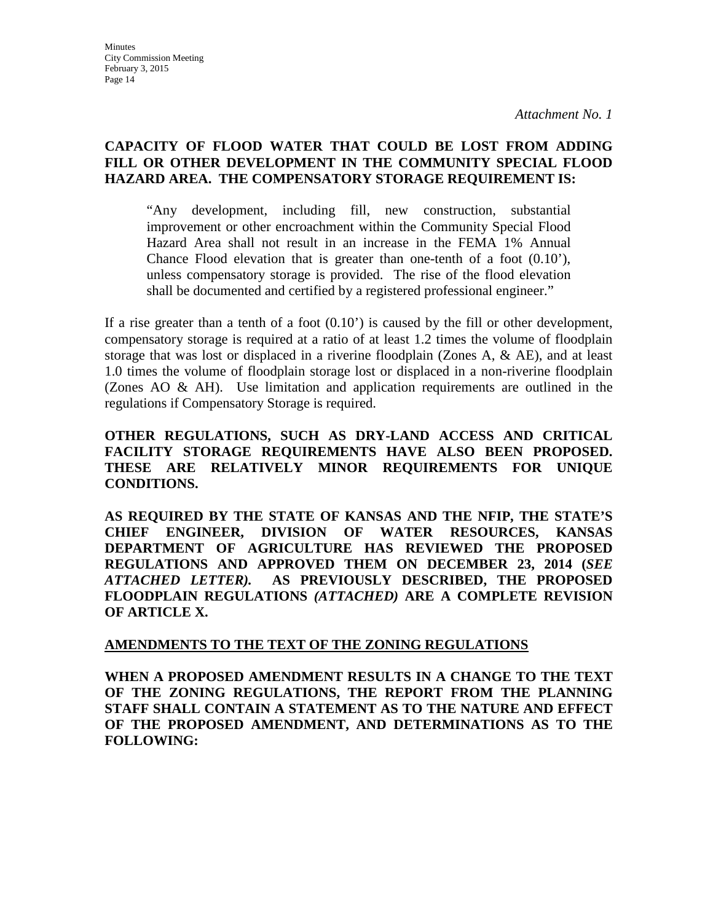*Attachment No. 1*

**CAPACITY OF FLOOD WATER THAT COULD BE LOST FROM ADDING FILL OR OTHER DEVELOPMENT IN THE COMMUNITY SPECIAL FLOOD HAZARD AREA. THE COMPENSATORY STORAGE REQUIREMENT IS:**

> "Any development, including fill, new construction, substantial improvement or other encroachment within the Community Special Flood Hazard Area shall not result in an increase in the FEMA 1% Annual Chance Flood elevation that is greater than one-tenth of a foot (0.10'), unless compensatory storage is provided. The rise of the flood elevation shall be documented and certified by a registered professional engineer."

If a rise greater than a tenth of a foot (0.10') is caused by the fill or other development, compensatory storage is required at a ratio of at least 1.2 times the volume of floodplain storage that was lost or displaced in a riverine floodplain (Zones A, & AE), and at least 1.0 times the volume of floodplain storage lost or displaced in a non-riverine floodplain (Zones AO & AH). Use limitation and application requirements are outlined in the regulations if Compensatory Storage is required.

**OTHER REGULATIONS, SUCH AS DRY-LAND ACCESS AND CRITICAL FACILITY STORAGE REQUIREMENTS HAVE ALSO BEEN PROPOSED. THESE ARE RELATIVELY MINOR REQUIREMENTS FOR UNIQUE CONDITIONS.**

**AS REQUIRED BY THE STATE OF KANSAS AND THE NFIP, THE STATE'S CHIEF ENGINEER, DIVISION OF WATER RESOURCES, KANSAS DEPARTMENT OF AGRICULTURE HAS REVIEWED THE PROPOSED REGULATIONS AND APPROVED THEM ON DECEMBER 23, 2014 (*SEE ATTACHED LETTER*). AS PREVIOUSLY DESCRIBED, THE PROPOSED FLOODPLAIN REGULATIONS *(ATTACHED)* ARE A COMPLETE REVISION OF ARTICLE X.**

**<u>AMENDMENTS TO THE TEXT OF THE ZONING REGULATIONS</u>**

**WHEN A PROPOSED AMENDMENT RESULTS IN A CHANGE TO THE TEXT OF THE ZONING REGULATIONS, THE REPORT FROM THE PLANNING STAFF SHALL CONTAIN A STATEMENT AS TO THE NATURE AND EFFECT OF THE PROPOSED AMENDMENT, AND DETERMINATIONS AS TO THE FOLLOWING:**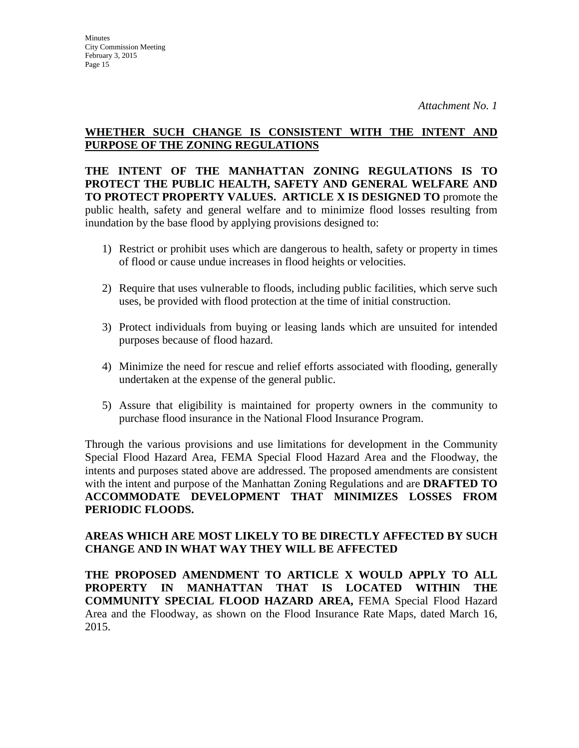*Attachment No. 1*

**WHETHER SUCH CHANGE IS CONSISTENT WITH THE INTENT AND PURPOSE OF THE ZONING REGULATIONS**

**THE INTENT OF THE MANHATTAN ZONING REGULATIONS IS TO PROTECT THE PUBLIC HEALTH, SAFETY AND GENERAL WELFARE AND TO PROTECT PROPERTY VALUES. ARTICLE X IS DESIGNED TO** promote the public health, safety and general welfare and to minimize flood losses resulting from inundation by the base flood by applying provisions designed to:

1) Restrict or prohibit uses which are dangerous to health, safety or property in times of flood or cause undue increases in flood heights or velocities.

2) Require that uses vulnerable to floods, including public facilities, which serve such uses, be provided with flood protection at the time of initial construction.

3) Protect individuals from buying or leasing lands which are unsuited for intended purposes because of flood hazard.

4) Minimize the need for rescue and relief efforts associated with flooding, generally undertaken at the expense of the general public.

5) Assure that eligibility is maintained for property owners in the community to purchase flood insurance in the National Flood Insurance Program.

Through the various provisions and use limitations for development in the Community Special Flood Hazard Area, FEMA Special Flood Hazard Area and the Floodway, the intents and purposes stated above are addressed. The proposed amendments are consistent with the intent and purpose of the Manhattan Zoning Regulations and are **DRAFTED TO ACCOMMODATE DEVELOPMENT THAT MINIMIZES LOSSES FROM PERIODIC FLOODS.**

**AREAS WHICH ARE MOST LIKELY TO BE DIRECTLY AFFECTED BY SUCH CHANGE AND IN WHAT WAY THEY WILL BE AFFECTED**

**THE PROPOSED AMENDMENT TO ARTICLE X WOULD APPLY TO ALL PROPERTY IN MANHATTAN THAT IS LOCATED WITHIN THE COMMUNITY SPECIAL FLOOD HAZARD AREA,** FEMA Special Flood Hazard Area and the Floodway, as shown on the Flood Insurance Rate Maps, dated March 16, 2015.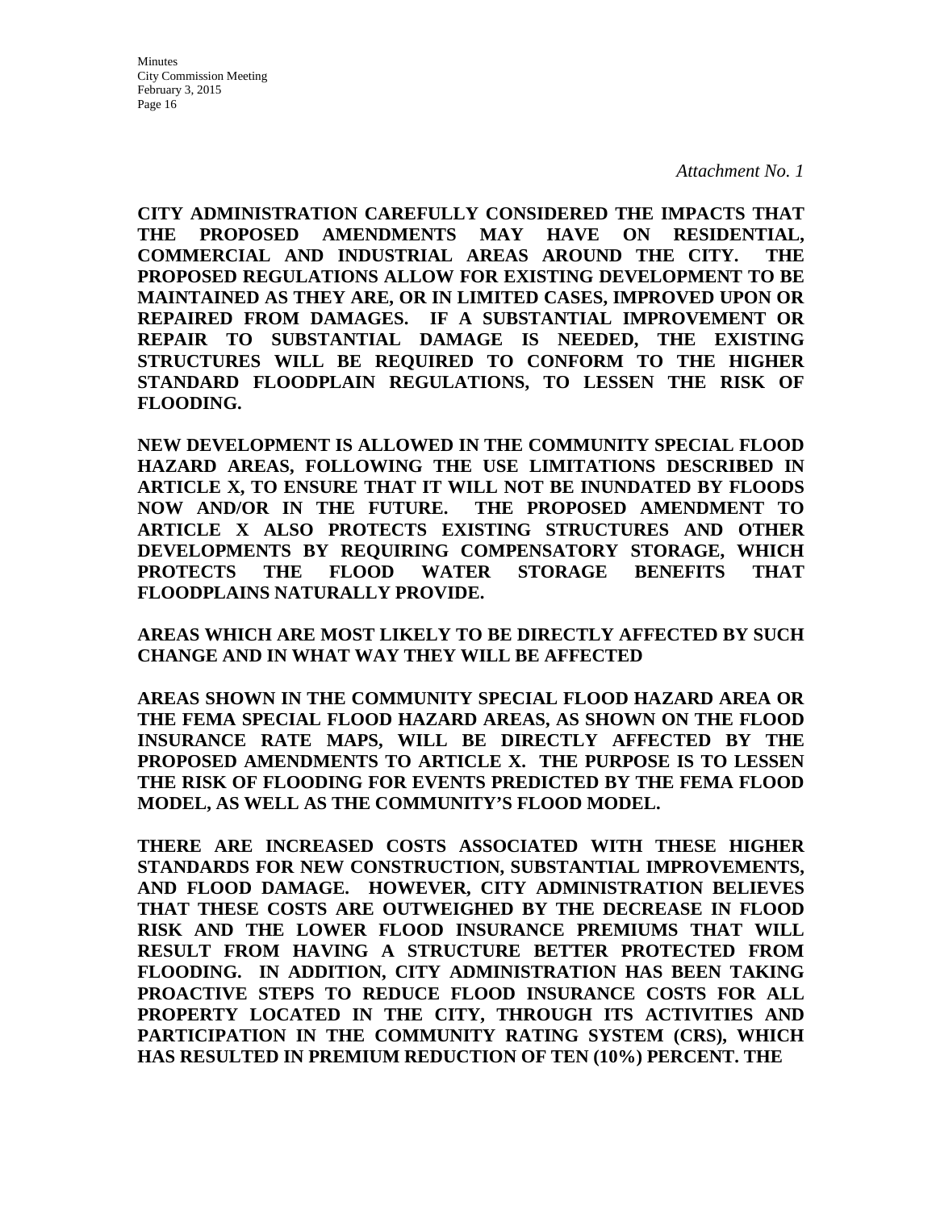*Attachment No. 1*

**CITY ADMINISTRATION CAREFULLY CONSIDERED THE IMPACTS THAT THE PROPOSED AMENDMENTS MAY HAVE ON RESIDENTIAL, COMMERCIAL AND INDUSTRIAL AREAS AROUND THE CITY. THE PROPOSED REGULATIONS ALLOW FOR EXISTING DEVELOPMENT TO BE MAINTAINED AS THEY ARE, OR IN LIMITED CASES, IMPROVED UPON OR REPAIRED FROM DAMAGES. IF A SUBSTANTIAL IMPROVEMENT OR REPAIR TO SUBSTANTIAL DAMAGE IS NEEDED, THE EXISTING STRUCTURES WILL BE REQUIRED TO CONFORM TO THE HIGHER STANDARD FLOODPLAIN REGULATIONS, TO LESSEN THE RISK OF FLOODING.**

**NEW DEVELOPMENT IS ALLOWED IN THE COMMUNITY SPECIAL FLOOD HAZARD AREAS, FOLLOWING THE USE LIMITATIONS DESCRIBED IN ARTICLE X, TO ENSURE THAT IT WILL NOT BE INUNDATED BY FLOODS NOW AND/OR IN THE FUTURE. THE PROPOSED AMENDMENT TO ARTICLE X ALSO PROTECTS EXISTING STRUCTURES AND OTHER DEVELOPMENTS BY REQUIRING COMPENSATORY STORAGE, WHICH PROTECTS THE FLOOD WATER STORAGE BENEFITS THAT FLOODPLAINS NATURALLY PROVIDE.**

**AREAS WHICH ARE MOST LIKELY TO BE DIRECTLY AFFECTED BY SUCH CHANGE AND IN WHAT WAY THEY WILL BE AFFECTED**

**AREAS SHOWN IN THE COMMUNITY SPECIAL FLOOD HAZARD AREA OR THE FEMA SPECIAL FLOOD HAZARD AREAS, AS SHOWN ON THE FLOOD INSURANCE RATE MAPS, WILL BE DIRECTLY AFFECTED BY THE PROPOSED AMENDMENTS TO ARTICLE X. THE PURPOSE IS TO LESSEN THE RISK OF FLOODING FOR EVENTS PREDICTED BY THE FEMA FLOOD MODEL, AS WELL AS THE COMMUNITY'S FLOOD MODEL.**

**THERE ARE INCREASED COSTS ASSOCIATED WITH THESE HIGHER STANDARDS FOR NEW CONSTRUCTION, SUBSTANTIAL IMPROVEMENTS, AND FLOOD DAMAGE. HOWEVER, CITY ADMINISTRATION BELIEVES THAT THESE COSTS ARE OUTWEIGHED BY THE DECREASE IN FLOOD RISK AND THE LOWER FLOOD INSURANCE PREMIUMS THAT WILL RESULT FROM HAVING A STRUCTURE BETTER PROTECTED FROM FLOODING. IN ADDITION, CITY ADMINISTRATION HAS BEEN TAKING PROACTIVE STEPS TO REDUCE FLOOD INSURANCE COSTS FOR ALL PROPERTY LOCATED IN THE CITY, THROUGH ITS ACTIVITIES AND PARTICIPATION IN THE COMMUNITY RATING SYSTEM (CRS), WHICH HAS RESULTED IN PREMIUM REDUCTION OF TEN (10%) PERCENT. THE**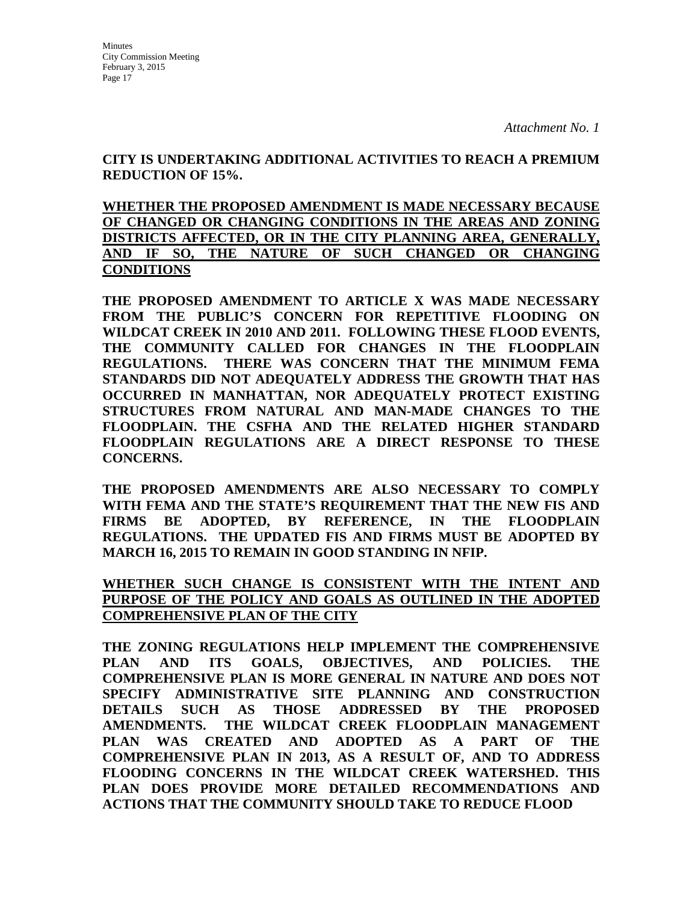*Attachment No. 1*

**CITY IS UNDERTAKING ADDITIONAL ACTIVITIES TO REACH A PREMIUM REDUCTION OF 15%.**

**<u>WHETHER THE PROPOSED AMENDMENT IS MADE NECESSARY BECAUSE OF CHANGED OR CHANGING CONDITIONS IN THE AREAS AND ZONING DISTRICTS AFFECTED, OR IN THE CITY PLANNING AREA, GENERALLY, AND IF SO, THE NATURE OF SUCH CHANGED OR CHANGING CONDITIONS</u>**

**THE PROPOSED AMENDMENT TO ARTICLE X WAS MADE NECESSARY FROM THE PUBLIC'S CONCERN FOR REPETITIVE FLOODING ON WILDCAT CREEK IN 2010 AND 2011. FOLLOWING THESE FLOOD EVENTS, THE COMMUNITY CALLED FOR CHANGES IN THE FLOODPLAIN REGULATIONS. THERE WAS CONCERN THAT THE MINIMUM FEMA STANDARDS DID NOT ADEQUATELY ADDRESS THE GROWTH THAT HAS OCCURRED IN MANHATTAN, NOR ADEQUATELY PROTECT EXISTING STRUCTURES FROM NATURAL AND MAN-MADE CHANGES TO THE FLOODPLAIN. THE CSFHA AND THE RELATED HIGHER STANDARD FLOODPLAIN REGULATIONS ARE A DIRECT RESPONSE TO THESE CONCERNS.**

**THE PROPOSED AMENDMENTS ARE ALSO NECESSARY TO COMPLY WITH FEMA AND THE STATE'S REQUIREMENT THAT THE NEW FIS AND FIRMS BE ADOPTED, BY REFERENCE, IN THE FLOODPLAIN REGULATIONS. THE UPDATED FIS AND FIRMS MUST BE ADOPTED BY MARCH 16, 2015 TO REMAIN IN GOOD STANDING IN NFIP.**

**<u>WHETHER SUCH CHANGE IS CONSISTENT WITH THE INTENT AND PURPOSE OF THE POLICY AND GOALS AS OUTLINED IN THE ADOPTED COMPREHENSIVE PLAN OF THE CITY</u>**

**THE ZONING REGULATIONS HELP IMPLEMENT THE COMPREHENSIVE PLAN AND ITS GOALS, OBJECTIVES, AND POLICIES. THE COMPREHENSIVE PLAN IS MORE GENERAL IN NATURE AND DOES NOT SPECIFY ADMINISTRATIVE SITE PLANNING AND CONSTRUCTION DETAILS SUCH AS THOSE ADDRESSED BY THE PROPOSED AMENDMENTS. THE WILDCAT CREEK FLOODPLAIN MANAGEMENT PLAN WAS CREATED AND ADOPTED AS A PART OF THE COMPREHENSIVE PLAN IN 2013, AS A RESULT OF, AND TO ADDRESS FLOODING CONCERNS IN THE WILDCAT CREEK WATERSHED. THIS PLAN DOES PROVIDE MORE DETAILED RECOMMENDATIONS AND ACTIONS THAT THE COMMUNITY SHOULD TAKE TO REDUCE FLOOD**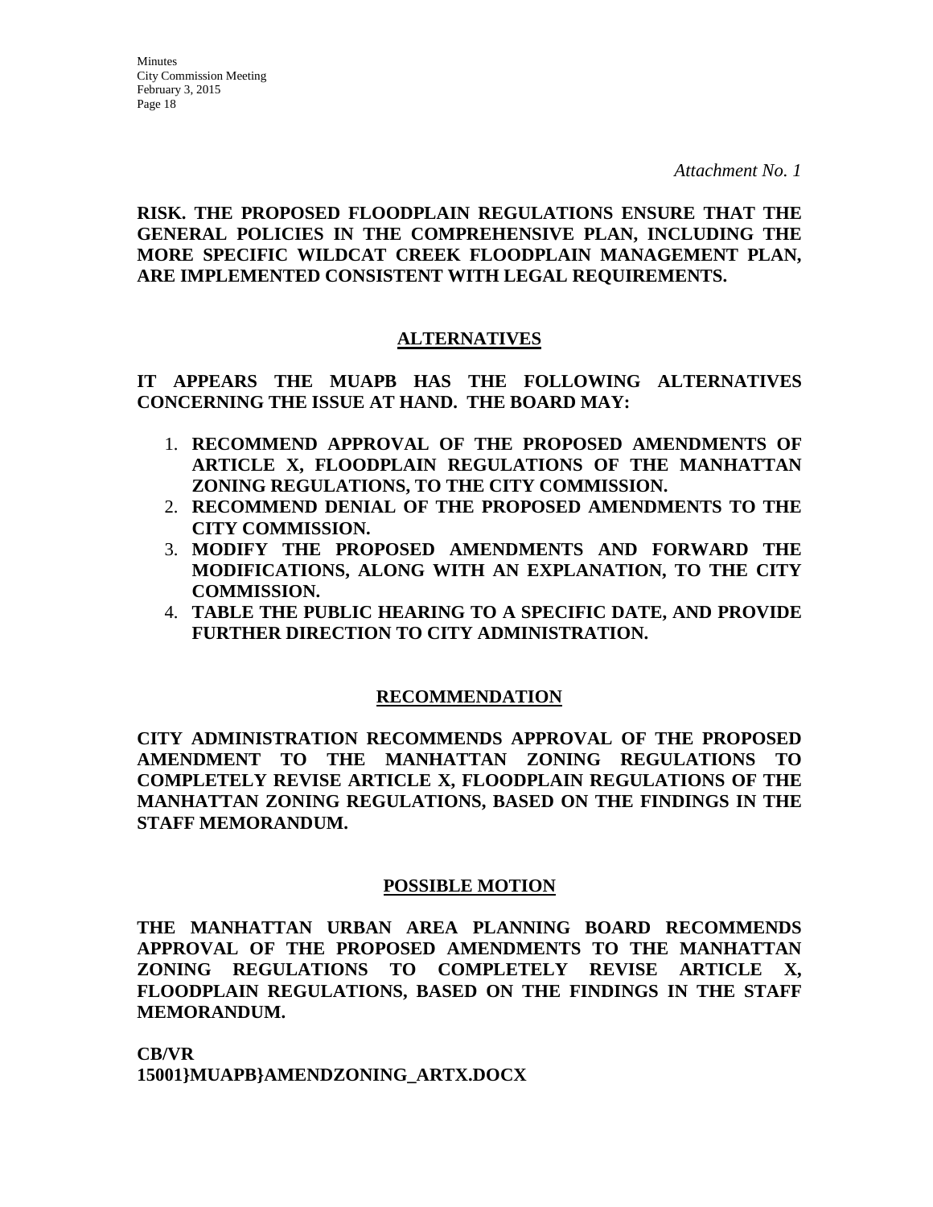*Attachment No. 1*

**RISK. THE PROPOSED FLOODPLAIN REGULATIONS ENSURE THAT THE GENERAL POLICIES IN THE COMPREHENSIVE PLAN, INCLUDING THE MORE SPECIFIC WILDCAT CREEK FLOODPLAIN MANAGEMENT PLAN, ARE IMPLEMENTED CONSISTENT WITH LEGAL REQUIREMENTS.**

## ALTERNATIVES

**IT APPEARS THE MUAPB HAS THE FOLLOWING ALTERNATIVES CONCERNING THE ISSUE AT HAND. THE BOARD MAY:**

1. **RECOMMEND APPROVAL OF THE PROPOSED AMENDMENTS OF ARTICLE X, FLOODPLAIN REGULATIONS OF THE MANHATTAN ZONING REGULATIONS, TO THE CITY COMMISSION.**
2. **RECOMMEND DENIAL OF THE PROPOSED AMENDMENTS TO THE CITY COMMISSION.**
3. **MODIFY THE PROPOSED AMENDMENTS AND FORWARD THE MODIFICATIONS, ALONG WITH AN EXPLANATION, TO THE CITY COMMISSION.**
4. **TABLE THE PUBLIC HEARING TO A SPECIFIC DATE, AND PROVIDE FURTHER DIRECTION TO CITY ADMINISTRATION.**

## RECOMMENDATION

**CITY ADMINISTRATION RECOMMENDS APPROVAL OF THE PROPOSED AMENDMENT TO THE MANHATTAN ZONING REGULATIONS TO COMPLETELY REVISE ARTICLE X, FLOODPLAIN REGULATIONS OF THE MANHATTAN ZONING REGULATIONS, BASED ON THE FINDINGS IN THE STAFF MEMORANDUM.**

## POSSIBLE MOTION

**THE MANHATTAN URBAN AREA PLANNING BOARD RECOMMENDS APPROVAL OF THE PROPOSED AMENDMENTS TO THE MANHATTAN ZONING REGULATIONS TO COMPLETELY REVISE ARTICLE X, FLOODPLAIN REGULATIONS, BASED ON THE FINDINGS IN THE STAFF MEMORANDUM.**

**CB/VR**
**15001}MUAPB}AMENDZONING_ARTX.DOCX**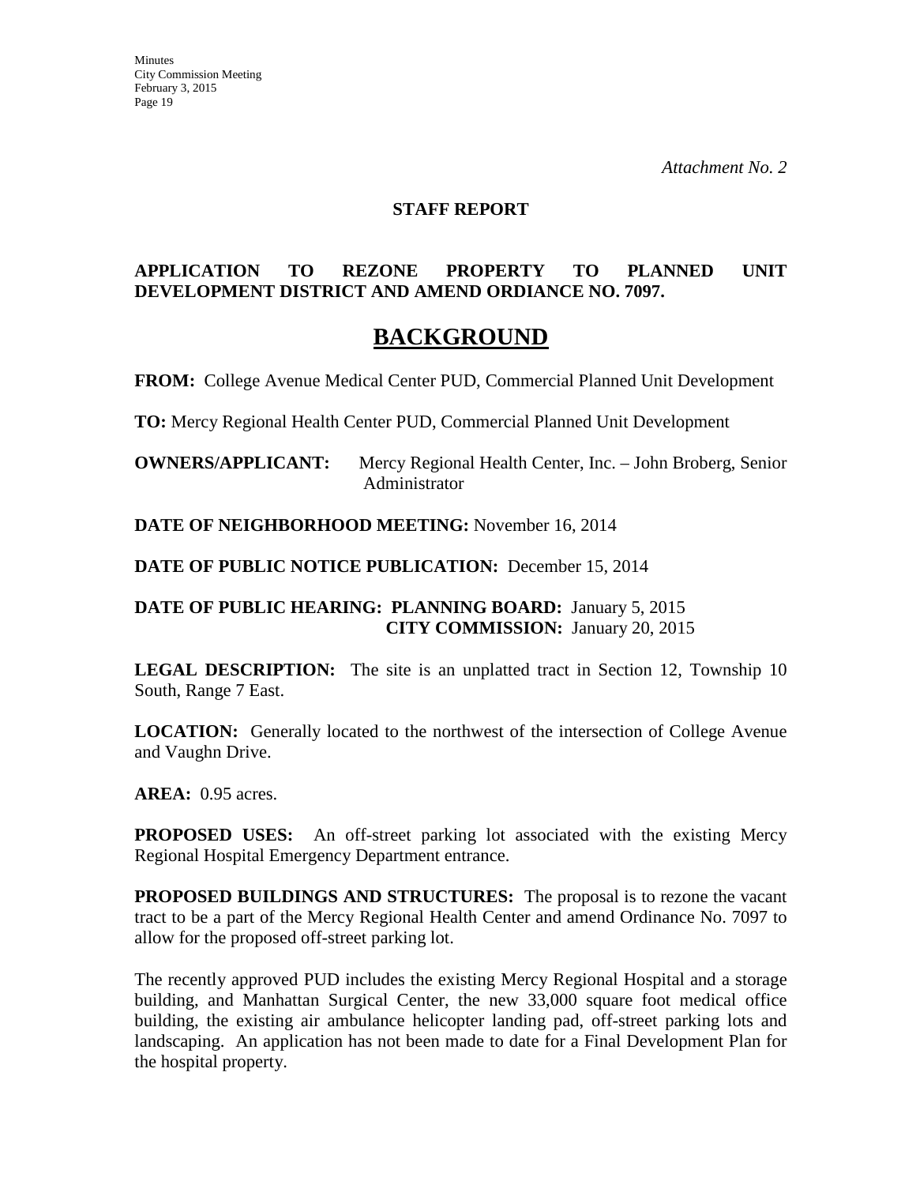*Attachment No. 2*

**STAFF REPORT**

**APPLICATION TO REZONE PROPERTY TO PLANNED UNIT DEVELOPMENT DISTRICT AND AMEND ORDIANCE NO. 7097.**

# BACKGROUND

**FROM:** College Avenue Medical Center PUD, Commercial Planned Unit Development

**TO:** Mercy Regional Health Center PUD, Commercial Planned Unit Development

**OWNERS/APPLICANT:** Mercy Regional Health Center, Inc. – John Broberg, Senior Administrator

**DATE OF NEIGHBORHOOD MEETING:** November 16, 2014

**DATE OF PUBLIC NOTICE PUBLICATION:** December 15, 2014

**DATE OF PUBLIC HEARING: PLANNING BOARD:** January 5, 2015
**CITY COMMISSION:** January 20, 2015

**LEGAL DESCRIPTION:** The site is an unplatted tract in Section 12, Township 10 South, Range 7 East.

**LOCATION:** Generally located to the northwest of the intersection of College Avenue and Vaughn Drive.

**AREA:** 0.95 acres.

**PROPOSED USES:** An off-street parking lot associated with the existing Mercy Regional Hospital Emergency Department entrance.

**PROPOSED BUILDINGS AND STRUCTURES:** The proposal is to rezone the vacant tract to be a part of the Mercy Regional Health Center and amend Ordinance No. 7097 to allow for the proposed off-street parking lot.

The recently approved PUD includes the existing Mercy Regional Hospital and a storage building, and Manhattan Surgical Center, the new 33,000 square foot medical office building, the existing air ambulance helicopter landing pad, off-street parking lots and landscaping. An application has not been made to date for a Final Development Plan for the hospital property.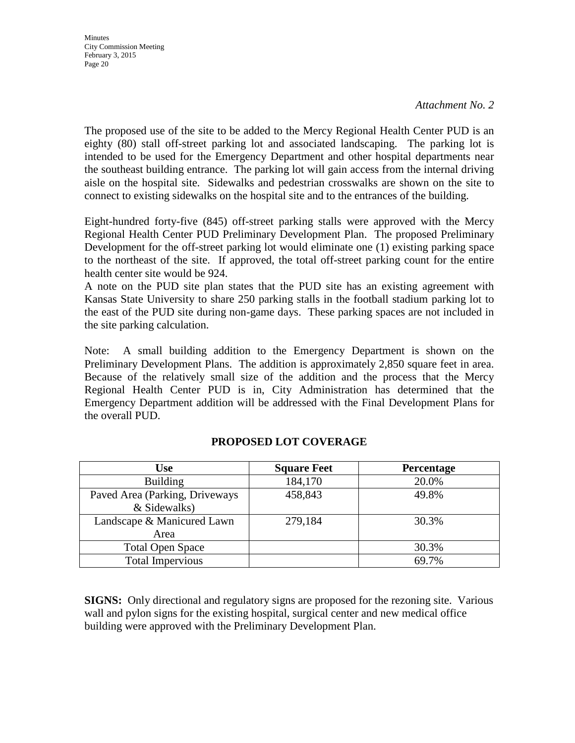*Attachment No. 2*

The proposed use of the site to be added to the Mercy Regional Health Center PUD is an eighty (80) stall off-street parking lot and associated landscaping. The parking lot is intended to be used for the Emergency Department and other hospital departments near the southeast building entrance. The parking lot will gain access from the internal driving aisle on the hospital site. Sidewalks and pedestrian crosswalks are shown on the site to connect to existing sidewalks on the hospital site and to the entrances of the building.

Eight-hundred forty-five (845) off-street parking stalls were approved with the Mercy Regional Health Center PUD Preliminary Development Plan. The proposed Preliminary Development for the off-street parking lot would eliminate one (1) existing parking space to the northeast of the site. If approved, the total off-street parking count for the entire health center site would be 924.

A note on the PUD site plan states that the PUD site has an existing agreement with Kansas State University to share 250 parking stalls in the football stadium parking lot to the east of the PUD site during non-game days. These parking spaces are not included in the site parking calculation.

Note: A small building addition to the Emergency Department is shown on the Preliminary Development Plans. The addition is approximately 2,850 square feet in area. Because of the relatively small size of the addition and the process that the Mercy Regional Health Center PUD is in, City Administration has determined that the Emergency Department addition will be addressed with the Final Development Plans for the overall PUD.

**PROPOSED LOT COVERAGE**

| Use | Square Feet | Percentage |
|---|---|---|
| Building | 184,170 | 20.0% |
| Paved Area (Parking, Driveways & Sidewalks) | 458,843 | 49.8% |
| Landscape & Manicured Lawn Area | 279,184 | 30.3% |
| Total Open Space | | 30.3% |
| Total Impervious | | 69.7% |

**SIGNS:** Only directional and regulatory signs are proposed for the rezoning site. Various wall and pylon signs for the existing hospital, surgical center and new medical office building were approved with the Preliminary Development Plan.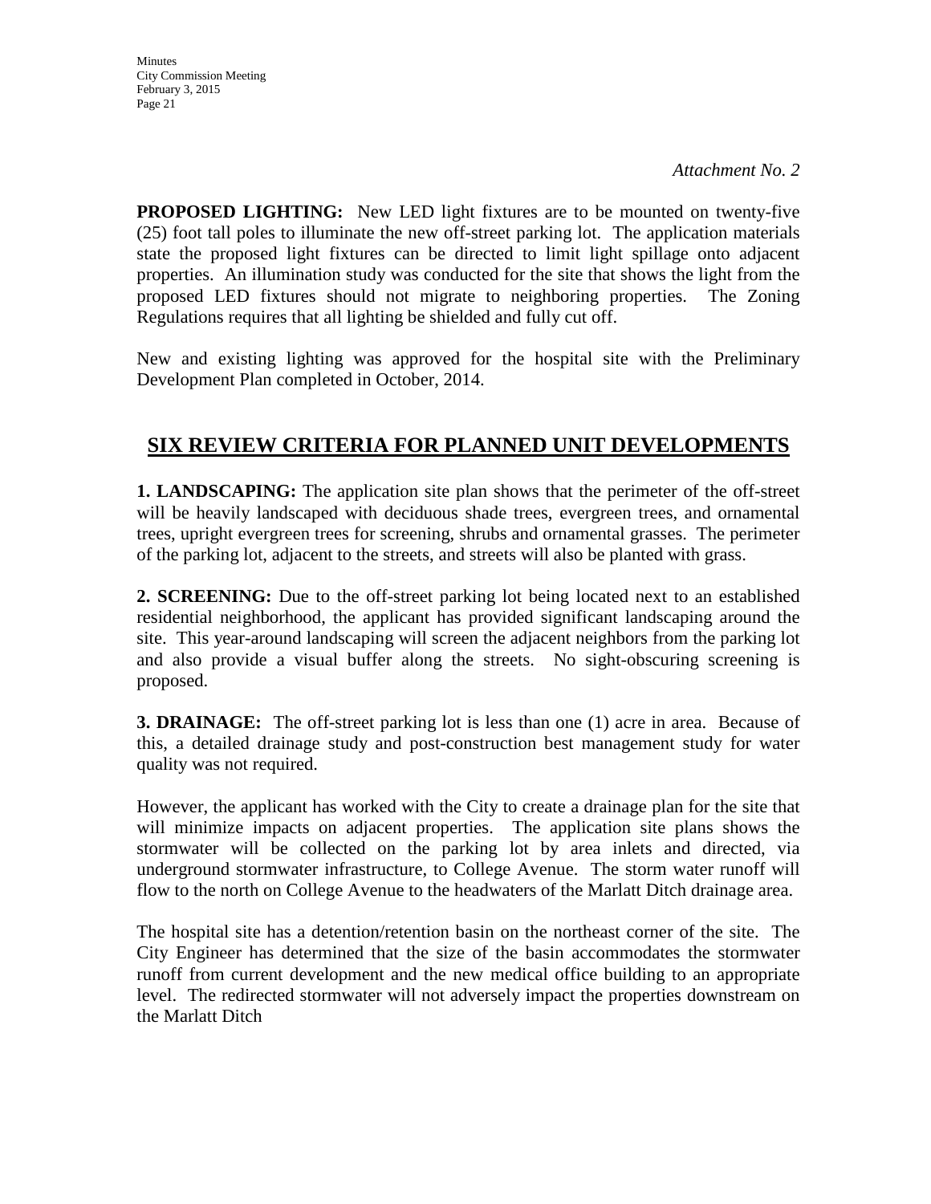*Attachment No. 2*

**PROPOSED LIGHTING:** New LED light fixtures are to be mounted on twenty-five (25) foot tall poles to illuminate the new off-street parking lot. The application materials state the proposed light fixtures can be directed to limit light spillage onto adjacent properties. An illumination study was conducted for the site that shows the light from the proposed LED fixtures should not migrate to neighboring properties. The Zoning Regulations requires that all lighting be shielded and fully cut off.

New and existing lighting was approved for the hospital site with the Preliminary Development Plan completed in October, 2014.

## SIX REVIEW CRITERIA FOR PLANNED UNIT DEVELOPMENTS

**1. LANDSCAPING:** The application site plan shows that the perimeter of the off-street will be heavily landscaped with deciduous shade trees, evergreen trees, and ornamental trees, upright evergreen trees for screening, shrubs and ornamental grasses. The perimeter of the parking lot, adjacent to the streets, and streets will also be planted with grass.

**2. SCREENING:** Due to the off-street parking lot being located next to an established residential neighborhood, the applicant has provided significant landscaping around the site. This year-around landscaping will screen the adjacent neighbors from the parking lot and also provide a visual buffer along the streets. No sight-obscuring screening is proposed.

**3. DRAINAGE:** The off-street parking lot is less than one (1) acre in area. Because of this, a detailed drainage study and post-construction best management study for water quality was not required.

However, the applicant has worked with the City to create a drainage plan for the site that will minimize impacts on adjacent properties. The application site plans shows the stormwater will be collected on the parking lot by area inlets and directed, via underground stormwater infrastructure, to College Avenue. The storm water runoff will flow to the north on College Avenue to the headwaters of the Marlatt Ditch drainage area.

The hospital site has a detention/retention basin on the northeast corner of the site. The City Engineer has determined that the size of the basin accommodates the stormwater runoff from current development and the new medical office building to an appropriate level. The redirected stormwater will not adversely impact the properties downstream on the Marlatt Ditch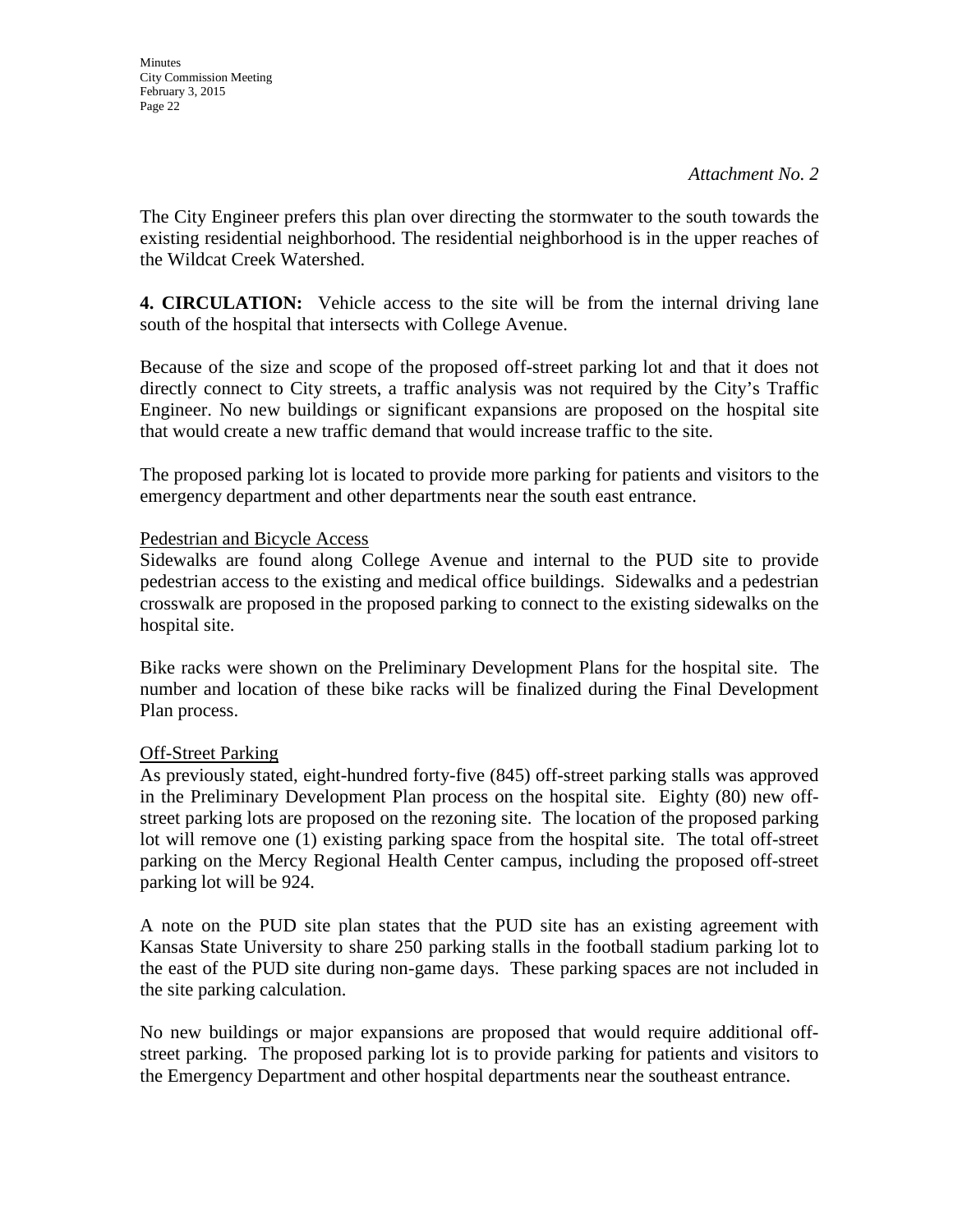*Attachment No. 2*

The City Engineer prefers this plan over directing the stormwater to the south towards the existing residential neighborhood. The residential neighborhood is in the upper reaches of the Wildcat Creek Watershed.

**4. CIRCULATION:** Vehicle access to the site will be from the internal driving lane south of the hospital that intersects with College Avenue.

Because of the size and scope of the proposed off-street parking lot and that it does not directly connect to City streets, a traffic analysis was not required by the City's Traffic Engineer. No new buildings or significant expansions are proposed on the hospital site that would create a new traffic demand that would increase traffic to the site.

The proposed parking lot is located to provide more parking for patients and visitors to the emergency department and other departments near the south east entrance.

Pedestrian and Bicycle Access

Sidewalks are found along College Avenue and internal to the PUD site to provide pedestrian access to the existing and medical office buildings. Sidewalks and a pedestrian crosswalk are proposed in the proposed parking to connect to the existing sidewalks on the hospital site.

Bike racks were shown on the Preliminary Development Plans for the hospital site. The number and location of these bike racks will be finalized during the Final Development Plan process.

Off-Street Parking

As previously stated, eight-hundred forty-five (845) off-street parking stalls was approved in the Preliminary Development Plan process on the hospital site. Eighty (80) new off-street parking lots are proposed on the rezoning site. The location of the proposed parking lot will remove one (1) existing parking space from the hospital site. The total off-street parking on the Mercy Regional Health Center campus, including the proposed off-street parking lot will be 924.

A note on the PUD site plan states that the PUD site has an existing agreement with Kansas State University to share 250 parking stalls in the football stadium parking lot to the east of the PUD site during non-game days. These parking spaces are not included in the site parking calculation.

No new buildings or major expansions are proposed that would require additional off-street parking. The proposed parking lot is to provide parking for patients and visitors to the Emergency Department and other hospital departments near the southeast entrance.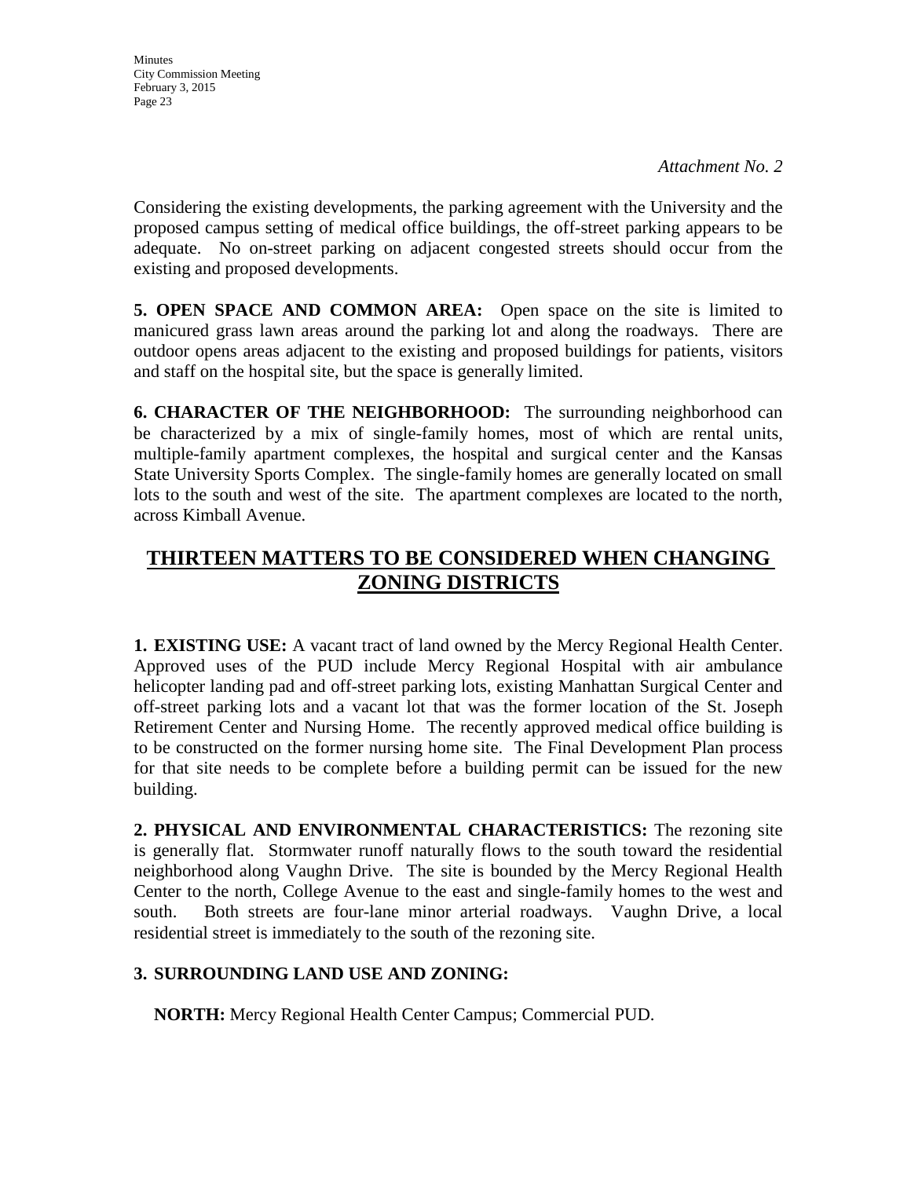*Attachment No. 2*

Considering the existing developments, the parking agreement with the University and the proposed campus setting of medical office buildings, the off-street parking appears to be adequate. No on-street parking on adjacent congested streets should occur from the existing and proposed developments.

**5. OPEN SPACE AND COMMON AREA:** Open space on the site is limited to manicured grass lawn areas around the parking lot and along the roadways. There are outdoor opens areas adjacent to the existing and proposed buildings for patients, visitors and staff on the hospital site, but the space is generally limited.

**6. CHARACTER OF THE NEIGHBORHOOD:** The surrounding neighborhood can be characterized by a mix of single-family homes, most of which are rental units, multiple-family apartment complexes, the hospital and surgical center and the Kansas State University Sports Complex. The single-family homes are generally located on small lots to the south and west of the site. The apartment complexes are located to the north, across Kimball Avenue.

## THIRTEEN MATTERS TO BE CONSIDERED WHEN CHANGING ZONING DISTRICTS

**1. EXISTING USE:** A vacant tract of land owned by the Mercy Regional Health Center. Approved uses of the PUD include Mercy Regional Hospital with air ambulance helicopter landing pad and off-street parking lots, existing Manhattan Surgical Center and off-street parking lots and a vacant lot that was the former location of the St. Joseph Retirement Center and Nursing Home. The recently approved medical office building is to be constructed on the former nursing home site. The Final Development Plan process for that site needs to be complete before a building permit can be issued for the new building.

**2. PHYSICAL AND ENVIRONMENTAL CHARACTERISTICS:** The rezoning site is generally flat. Stormwater runoff naturally flows to the south toward the residential neighborhood along Vaughn Drive. The site is bounded by the Mercy Regional Health Center to the north, College Avenue to the east and single-family homes to the west and south. Both streets are four-lane minor arterial roadways. Vaughn Drive, a local residential street is immediately to the south of the rezoning site.

**3. SURROUNDING LAND USE AND ZONING:**

**NORTH:** Mercy Regional Health Center Campus; Commercial PUD.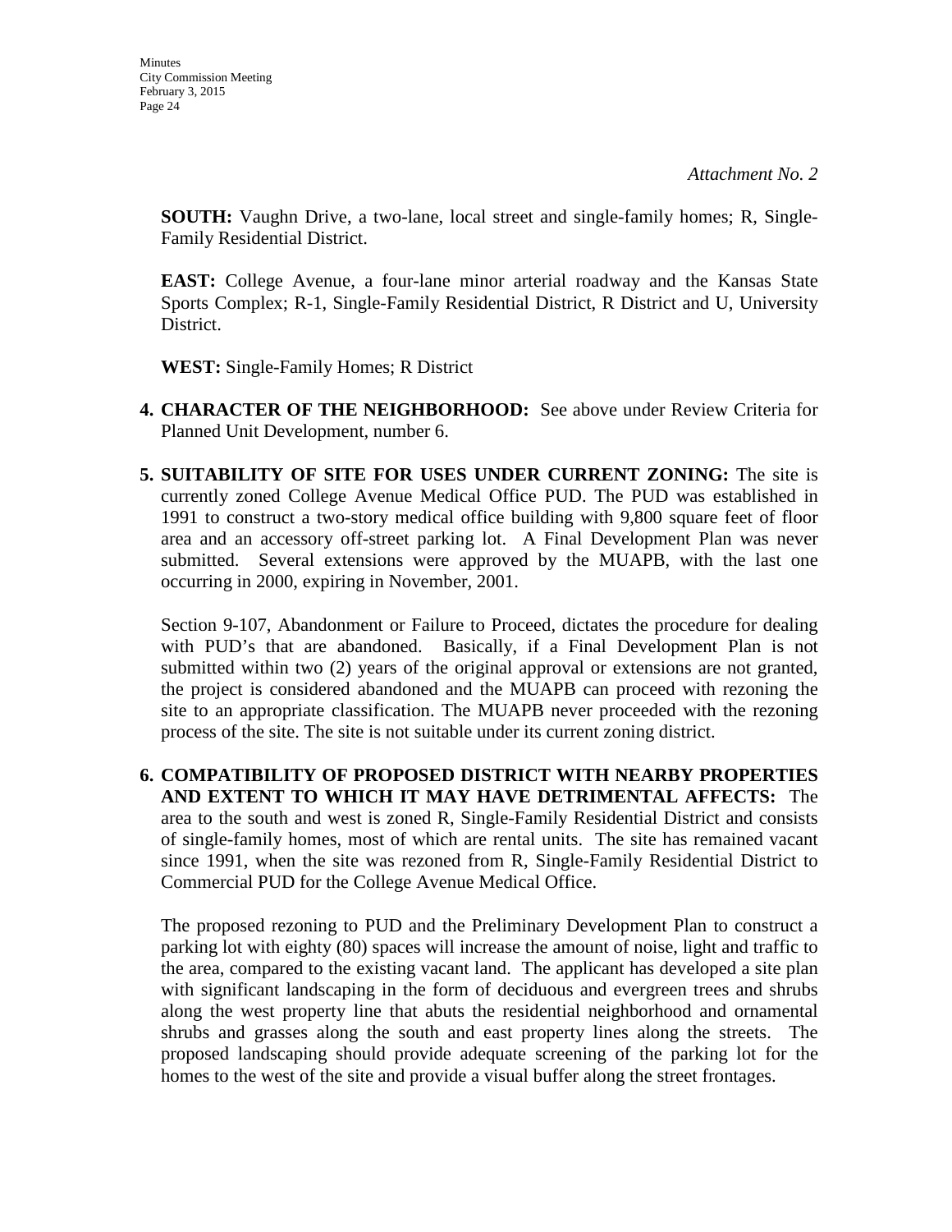*Attachment No. 2*

**SOUTH:** Vaughn Drive, a two-lane, local street and single-family homes; R, Single-Family Residential District.

**EAST:** College Avenue, a four-lane minor arterial roadway and the Kansas State Sports Complex; R-1, Single-Family Residential District, R District and U, University District.

**WEST:** Single-Family Homes; R District

4. **CHARACTER OF THE NEIGHBORHOOD:** See above under Review Criteria for Planned Unit Development, number 6.

5. **SUITABILITY OF SITE FOR USES UNDER CURRENT ZONING:** The site is currently zoned College Avenue Medical Office PUD. The PUD was established in 1991 to construct a two-story medical office building with 9,800 square feet of floor area and an accessory off-street parking lot. A Final Development Plan was never submitted. Several extensions were approved by the MUAPB, with the last one occurring in 2000, expiring in November, 2001.

   Section 9-107, Abandonment or Failure to Proceed, dictates the procedure for dealing with PUD's that are abandoned. Basically, if a Final Development Plan is not submitted within two (2) years of the original approval or extensions are not granted, the project is considered abandoned and the MUAPB can proceed with rezoning the site to an appropriate classification. The MUAPB never proceeded with the rezoning process of the site. The site is not suitable under its current zoning district.

6. **COMPATIBILITY OF PROPOSED DISTRICT WITH NEARBY PROPERTIES AND EXTENT TO WHICH IT MAY HAVE DETRIMENTAL AFFECTS:** The area to the south and west is zoned R, Single-Family Residential District and consists of single-family homes, most of which are rental units. The site has remained vacant since 1991, when the site was rezoned from R, Single-Family Residential District to Commercial PUD for the College Avenue Medical Office.

   The proposed rezoning to PUD and the Preliminary Development Plan to construct a parking lot with eighty (80) spaces will increase the amount of noise, light and traffic to the area, compared to the existing vacant land. The applicant has developed a site plan with significant landscaping in the form of deciduous and evergreen trees and shrubs along the west property line that abuts the residential neighborhood and ornamental shrubs and grasses along the south and east property lines along the streets. The proposed landscaping should provide adequate screening of the parking lot for the homes to the west of the site and provide a visual buffer along the street frontages.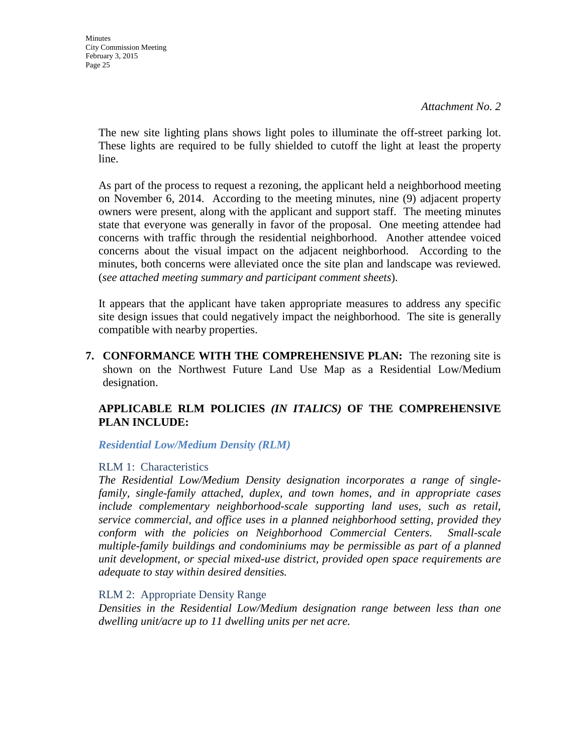*Attachment No. 2*

The new site lighting plans shows light poles to illuminate the off-street parking lot. These lights are required to be fully shielded to cutoff the light at least the property line.

As part of the process to request a rezoning, the applicant held a neighborhood meeting on November 6, 2014. According to the meeting minutes, nine (9) adjacent property owners were present, along with the applicant and support staff. The meeting minutes state that everyone was generally in favor of the proposal. One meeting attendee had concerns with traffic through the residential neighborhood. Another attendee voiced concerns about the visual impact on the adjacent neighborhood. According to the minutes, both concerns were alleviated once the site plan and landscape was reviewed. (*see attached meeting summary and participant comment sheets*).

It appears that the applicant have taken appropriate measures to address any specific site design issues that could negatively impact the neighborhood. The site is generally compatible with nearby properties.

**7. CONFORMANCE WITH THE COMPREHENSIVE PLAN:** The rezoning site is shown on the Northwest Future Land Use Map as a Residential Low/Medium designation.

**APPLICABLE RLM POLICIES *(IN ITALICS)* OF THE COMPREHENSIVE PLAN INCLUDE:**

***Residential Low/Medium Density (RLM)***

RLM 1: Characteristics

*The Residential Low/Medium Density designation incorporates a range of single-family, single-family attached, duplex, and town homes, and in appropriate cases include complementary neighborhood-scale supporting land uses, such as retail, service commercial, and office uses in a planned neighborhood setting, provided they conform with the policies on Neighborhood Commercial Centers. Small-scale multiple-family buildings and condominiums may be permissible as part of a planned unit development, or special mixed-use district, provided open space requirements are adequate to stay within desired densities.*

RLM 2: Appropriate Density Range

*Densities in the Residential Low/Medium designation range between less than one dwelling unit/acre up to 11 dwelling units per net acre.*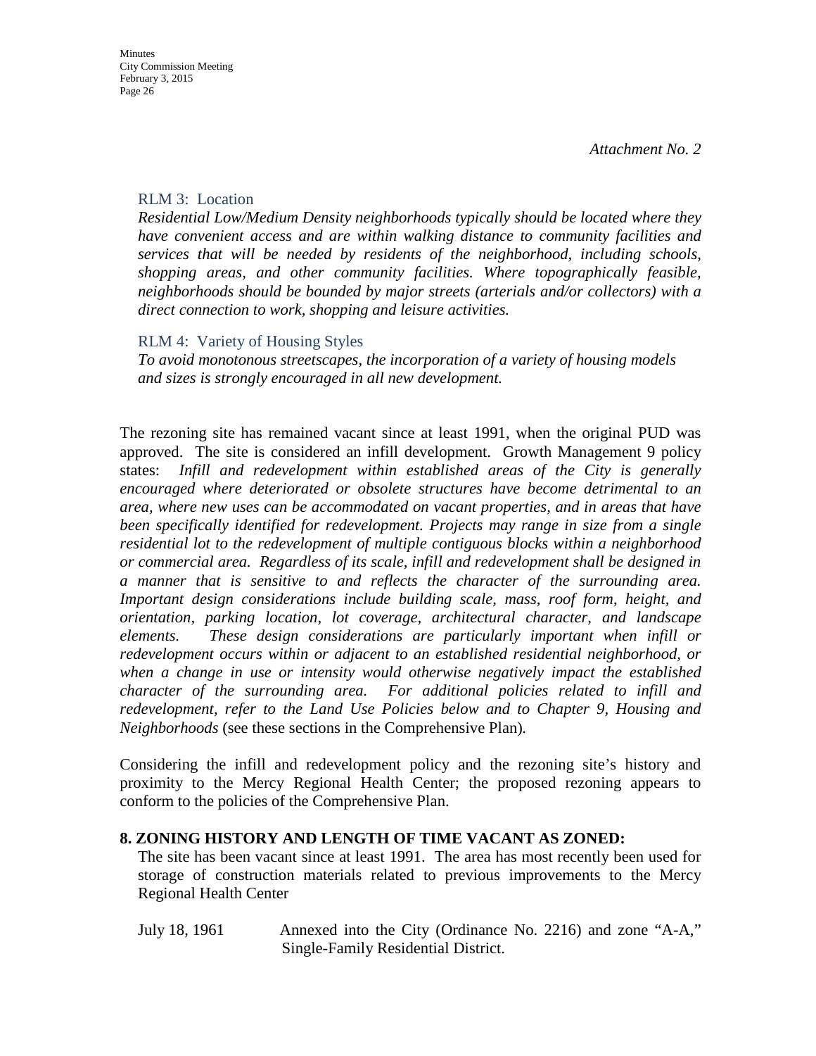*Attachment No. 2*

RLM 3: Location

*Residential Low/Medium Density neighborhoods typically should be located where they have convenient access and are within walking distance to community facilities and services that will be needed by residents of the neighborhood, including schools, shopping areas, and other community facilities. Where topographically feasible, neighborhoods should be bounded by major streets (arterials and/or collectors) with a direct connection to work, shopping and leisure activities.*

RLM 4: Variety of Housing Styles

*To avoid monotonous streetscapes, the incorporation of a variety of housing models and sizes is strongly encouraged in all new development.*

The rezoning site has remained vacant since at least 1991, when the original PUD was approved. The site is considered an infill development. Growth Management 9 policy states: *Infill and redevelopment within established areas of the City is generally encouraged where deteriorated or obsolete structures have become detrimental to an area, where new uses can be accommodated on vacant properties, and in areas that have been specifically identified for redevelopment. Projects may range in size from a single residential lot to the redevelopment of multiple contiguous blocks within a neighborhood or commercial area. Regardless of its scale, infill and redevelopment shall be designed in a manner that is sensitive to and reflects the character of the surrounding area. Important design considerations include building scale, mass, roof form, height, and orientation, parking location, lot coverage, architectural character, and landscape elements. These design considerations are particularly important when infill or redevelopment occurs within or adjacent to an established residential neighborhood, or when a change in use or intensity would otherwise negatively impact the established character of the surrounding area. For additional policies related to infill and redevelopment, refer to the Land Use Policies below and to Chapter 9, Housing and Neighborhoods* (see these sections in the Comprehensive Plan).

Considering the infill and redevelopment policy and the rezoning site's history and proximity to the Mercy Regional Health Center; the proposed rezoning appears to conform to the policies of the Comprehensive Plan.

**8. ZONING HISTORY AND LENGTH OF TIME VACANT AS ZONED:**

The site has been vacant since at least 1991. The area has most recently been used for storage of construction materials related to previous improvements to the Mercy Regional Health Center

July 18, 1961 Annexed into the City (Ordinance No. 2216) and zone "A-A," Single-Family Residential District.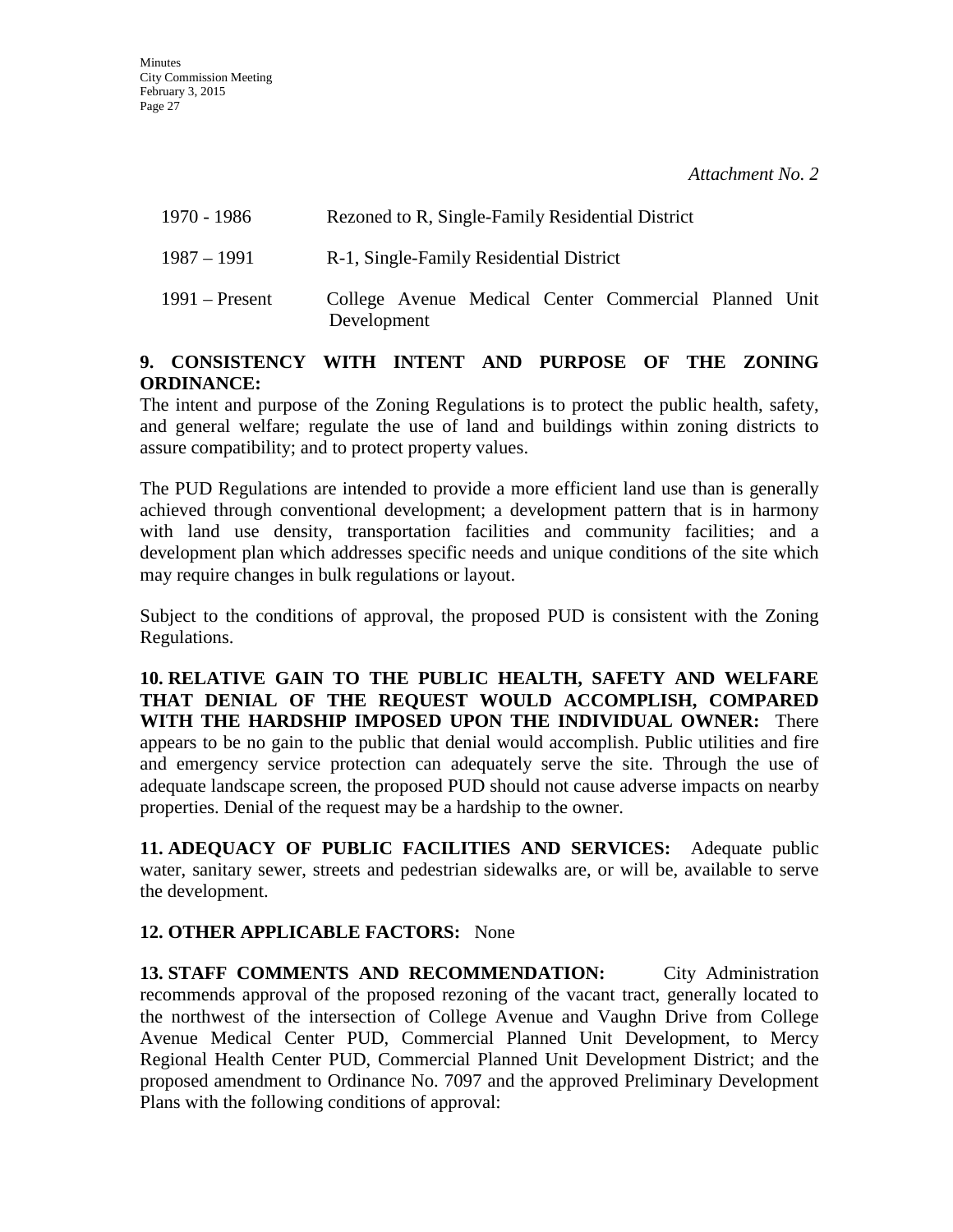*Attachment No. 2*

| | |
|---|---|
| 1970 - 1986 | Rezoned to R, Single-Family Residential District |
| 1987 – 1991 | R-1, Single-Family Residential District |
| 1991 – Present | College Avenue Medical Center Commercial Planned Unit Development |

**9. CONSISTENCY WITH INTENT AND PURPOSE OF THE ZONING ORDINANCE:**
The intent and purpose of the Zoning Regulations is to protect the public health, safety, and general welfare; regulate the use of land and buildings within zoning districts to assure compatibility; and to protect property values.

The PUD Regulations are intended to provide a more efficient land use than is generally achieved through conventional development; a development pattern that is in harmony with land use density, transportation facilities and community facilities; and a development plan which addresses specific needs and unique conditions of the site which may require changes in bulk regulations or layout.

Subject to the conditions of approval, the proposed PUD is consistent with the Zoning Regulations.

**10. RELATIVE GAIN TO THE PUBLIC HEALTH, SAFETY AND WELFARE THAT DENIAL OF THE REQUEST WOULD ACCOMPLISH, COMPARED WITH THE HARDSHIP IMPOSED UPON THE INDIVIDUAL OWNER:** There appears to be no gain to the public that denial would accomplish. Public utilities and fire and emergency service protection can adequately serve the site. Through the use of adequate landscape screen, the proposed PUD should not cause adverse impacts on nearby properties. Denial of the request may be a hardship to the owner.

**11. ADEQUACY OF PUBLIC FACILITIES AND SERVICES:** Adequate public water, sanitary sewer, streets and pedestrian sidewalks are, or will be, available to serve the development.

**12. OTHER APPLICABLE FACTORS:** None

**13. STAFF COMMENTS AND RECOMMENDATION:** City Administration recommends approval of the proposed rezoning of the vacant tract, generally located to the northwest of the intersection of College Avenue and Vaughn Drive from College Avenue Medical Center PUD, Commercial Planned Unit Development, to Mercy Regional Health Center PUD, Commercial Planned Unit Development District; and the proposed amendment to Ordinance No. 7097 and the approved Preliminary Development Plans with the following conditions of approval: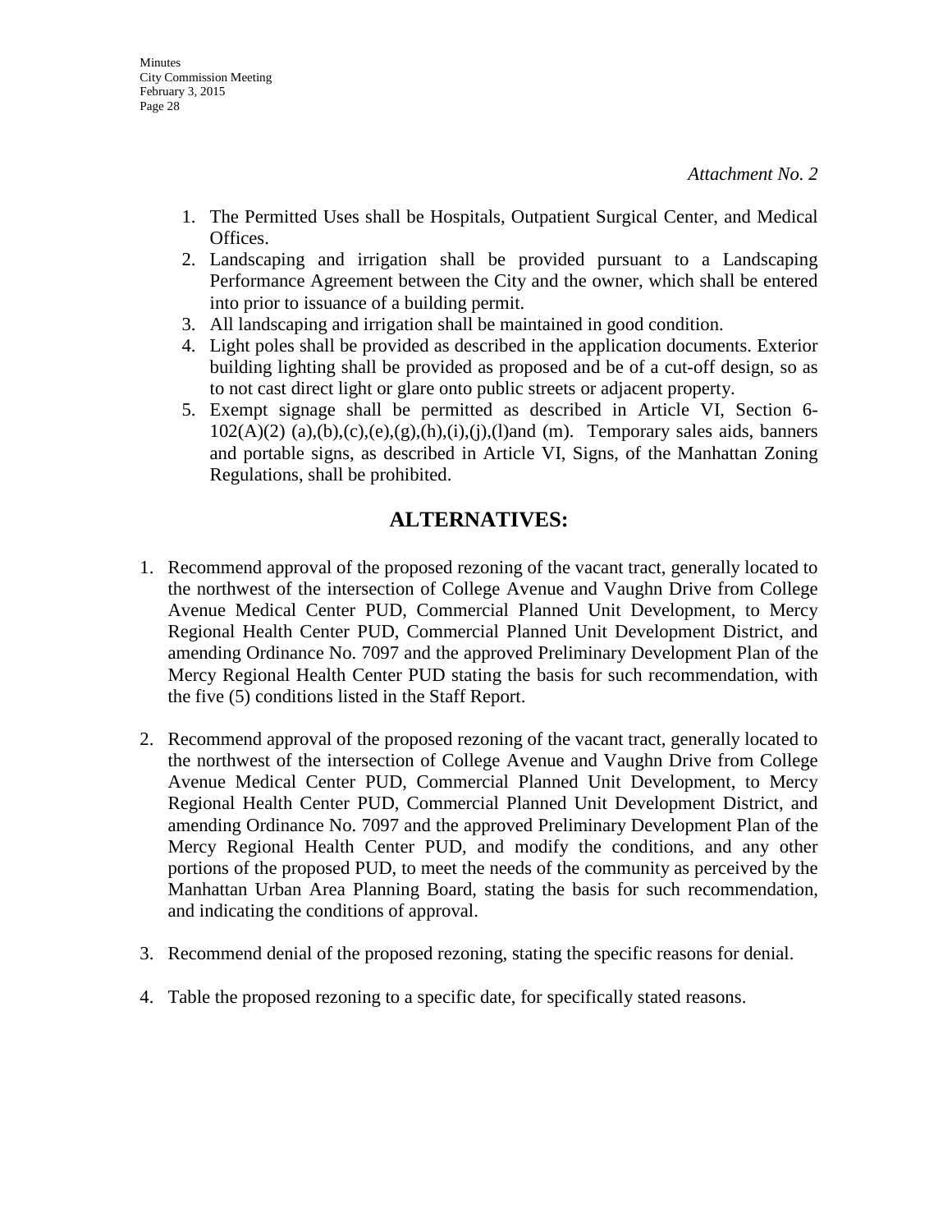*Attachment No. 2*

1. The Permitted Uses shall be Hospitals, Outpatient Surgical Center, and Medical Offices.
2. Landscaping and irrigation shall be provided pursuant to a Landscaping Performance Agreement between the City and the owner, which shall be entered into prior to issuance of a building permit.
3. All landscaping and irrigation shall be maintained in good condition.
4. Light poles shall be provided as described in the application documents. Exterior building lighting shall be provided as proposed and be of a cut-off design, so as to not cast direct light or glare onto public streets or adjacent property.
5. Exempt signage shall be permitted as described in Article VI, Section 6-102(A)(2) (a),(b),(c),(e),(g),(h),(i),(j),(l)and (m). Temporary sales aids, banners and portable signs, as described in Article VI, Signs, of the Manhattan Zoning Regulations, shall be prohibited.

## ALTERNATIVES:

1. Recommend approval of the proposed rezoning of the vacant tract, generally located to the northwest of the intersection of College Avenue and Vaughn Drive from College Avenue Medical Center PUD, Commercial Planned Unit Development, to Mercy Regional Health Center PUD, Commercial Planned Unit Development District, and amending Ordinance No. 7097 and the approved Preliminary Development Plan of the Mercy Regional Health Center PUD stating the basis for such recommendation, with the five (5) conditions listed in the Staff Report.

2. Recommend approval of the proposed rezoning of the vacant tract, generally located to the northwest of the intersection of College Avenue and Vaughn Drive from College Avenue Medical Center PUD, Commercial Planned Unit Development, to Mercy Regional Health Center PUD, Commercial Planned Unit Development District, and amending Ordinance No. 7097 and the approved Preliminary Development Plan of the Mercy Regional Health Center PUD, and modify the conditions, and any other portions of the proposed PUD, to meet the needs of the community as perceived by the Manhattan Urban Area Planning Board, stating the basis for such recommendation, and indicating the conditions of approval.

3. Recommend denial of the proposed rezoning, stating the specific reasons for denial.

4. Table the proposed rezoning to a specific date, for specifically stated reasons.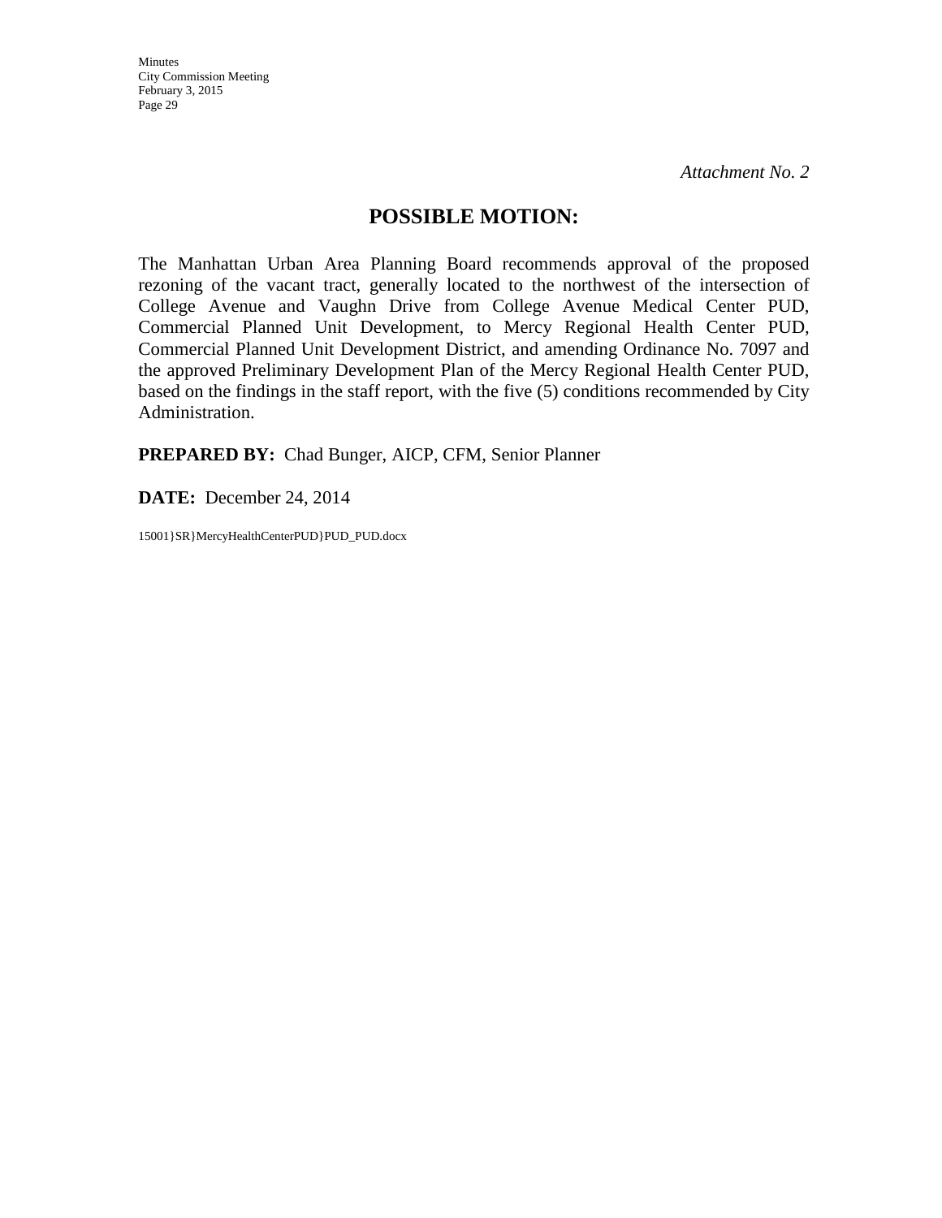*Attachment No. 2*

## POSSIBLE MOTION:

The Manhattan Urban Area Planning Board recommends approval of the proposed rezoning of the vacant tract, generally located to the northwest of the intersection of College Avenue and Vaughn Drive from College Avenue Medical Center PUD, Commercial Planned Unit Development, to Mercy Regional Health Center PUD, Commercial Planned Unit Development District, and amending Ordinance No. 7097 and the approved Preliminary Development Plan of the Mercy Regional Health Center PUD, based on the findings in the staff report, with the five (5) conditions recommended by City Administration.

**PREPARED BY:** Chad Bunger, AICP, CFM, Senior Planner

**DATE:** December 24, 2014

15001}SR}MercyHealthCenterPUD}PUD_PUD.docx